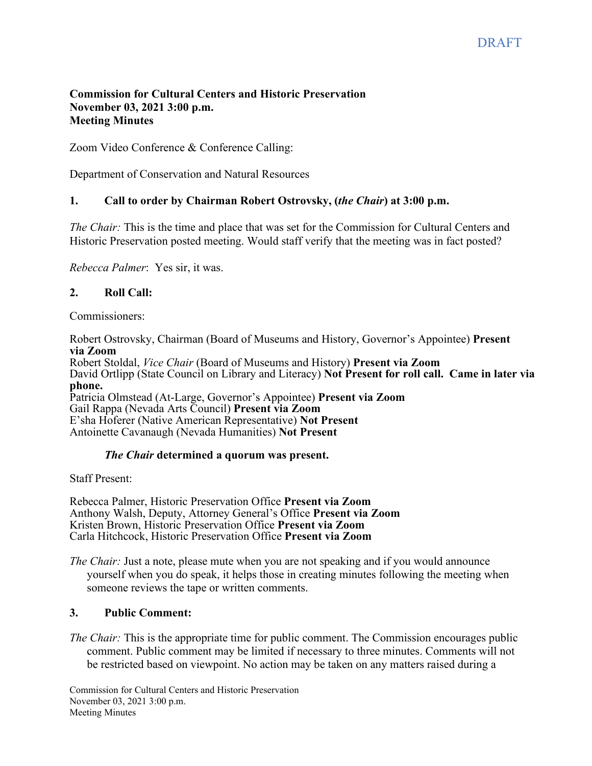DRAFT

**Commission for Cultural Centers and Historic Preservation**
**November 03, 2021 3:00 p.m.**
**Meeting Minutes**

Zoom Video Conference & Conference Calling:

Department of Conservation and Natural Resources

## 1. Call to order by Chairman Robert Ostrovsky, (*the Chair*) at 3:00 p.m.

*The Chair:* This is the time and place that was set for the Commission for Cultural Centers and Historic Preservation posted meeting. Would staff verify that the meeting was in fact posted?

*Rebecca Palmer*: Yes sir, it was.

## 2. Roll Call:

Commissioners:

Robert Ostrovsky, Chairman (Board of Museums and History, Governor's Appointee) **Present via Zoom**
Robert Stoldal, *Vice Chair* (Board of Museums and History) **Present via Zoom**
David Ortlipp (State Council on Library and Literacy) **Not Present for roll call. Came in later via phone.**
Patricia Olmstead (At-Large, Governor's Appointee) **Present via Zoom**
Gail Rappa (Nevada Arts Council) **Present via Zoom**
E'sha Hoferer (Native American Representative) **Not Present**
Antoinette Cavanaugh (Nevada Humanities) **Not Present**

***The Chair* determined a quorum was present.**

Staff Present:

Rebecca Palmer, Historic Preservation Office **Present via Zoom**
Anthony Walsh, Deputy, Attorney General's Office **Present via Zoom**
Kristen Brown, Historic Preservation Office **Present via Zoom**
Carla Hitchcock, Historic Preservation Office **Present via Zoom**

*The Chair:* Just a note, please mute when you are not speaking and if you would announce yourself when you do speak, it helps those in creating minutes following the meeting when someone reviews the tape or written comments.

## 3. Public Comment:

*The Chair:* This is the appropriate time for public comment. The Commission encourages public comment. Public comment may be limited if necessary to three minutes. Comments will not be restricted based on viewpoint. No action may be taken on any matters raised during a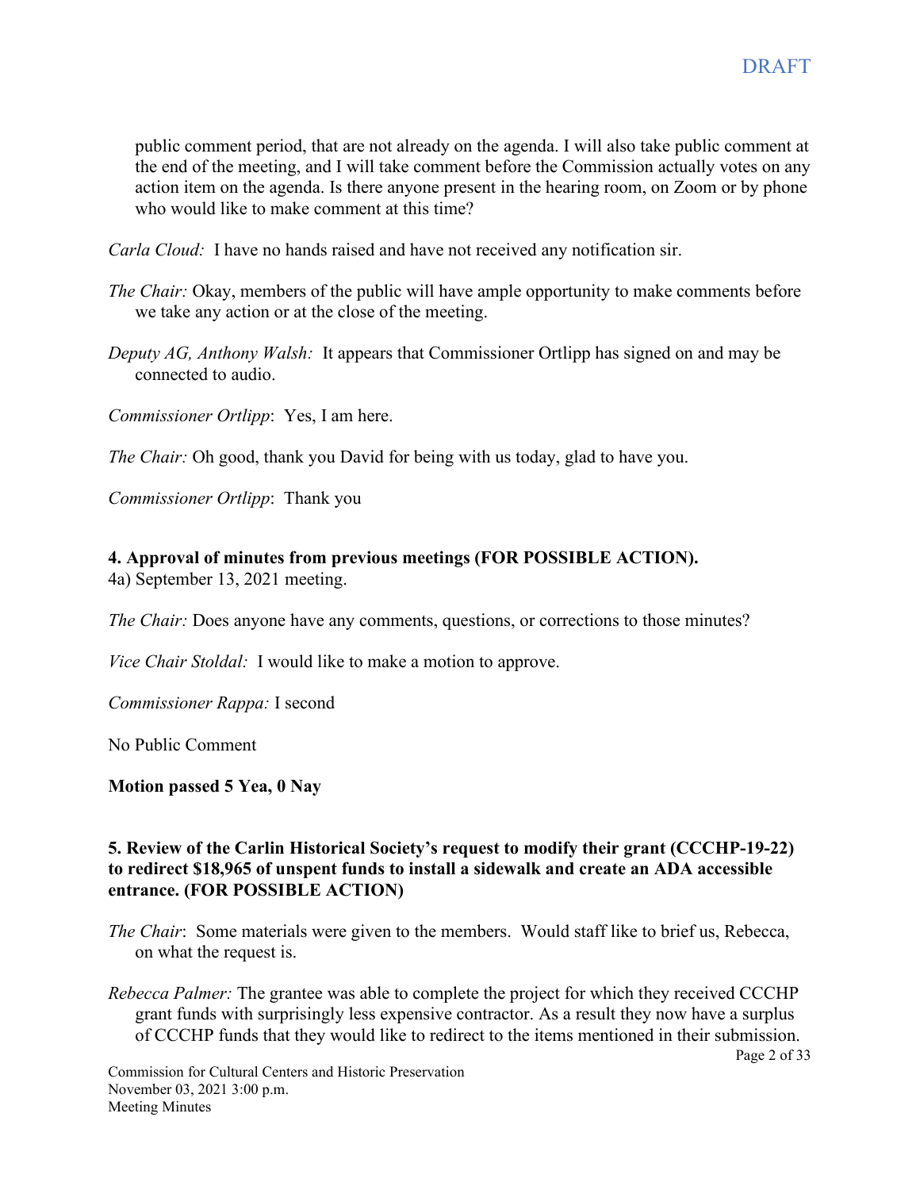DRAFT

public comment period, that are not already on the agenda. I will also take public comment at the end of the meeting, and I will take comment before the Commission actually votes on any action item on the agenda. Is there anyone present in the hearing room, on Zoom or by phone who would like to make comment at this time?

*Carla Cloud:* I have no hands raised and have not received any notification sir.

*The Chair:* Okay, members of the public will have ample opportunity to make comments before we take any action or at the close of the meeting.

*Deputy AG, Anthony Walsh:* It appears that Commissioner Ortlipp has signed on and may be connected to audio.

*Commissioner Ortlipp*: Yes, I am here.

*The Chair:* Oh good, thank you David for being with us today, glad to have you.

*Commissioner Ortlipp*: Thank you

**4. Approval of minutes from previous meetings (FOR POSSIBLE ACTION).**

4a) September 13, 2021 meeting.

*The Chair:* Does anyone have any comments, questions, or corrections to those minutes?

*Vice Chair Stoldal:* I would like to make a motion to approve.

*Commissioner Rappa:* I second

No Public Comment

**Motion passed 5 Yea, 0 Nay**

**5. Review of the Carlin Historical Society's request to modify their grant (CCCHP-19-22) to redirect $18,965 of unspent funds to install a sidewalk and create an ADA accessible entrance. (FOR POSSIBLE ACTION)**

*The Chair*: Some materials were given to the members. Would staff like to brief us, Rebecca, on what the request is.

*Rebecca Palmer:* The grantee was able to complete the project for which they received CCCHP grant funds with surprisingly less expensive contractor. As a result they now have a surplus of CCCHP funds that they would like to redirect to the items mentioned in their submission.

Commission for Cultural Centers and Historic Preservation
November 03, 2021 3:00 p.m.
Meeting Minutes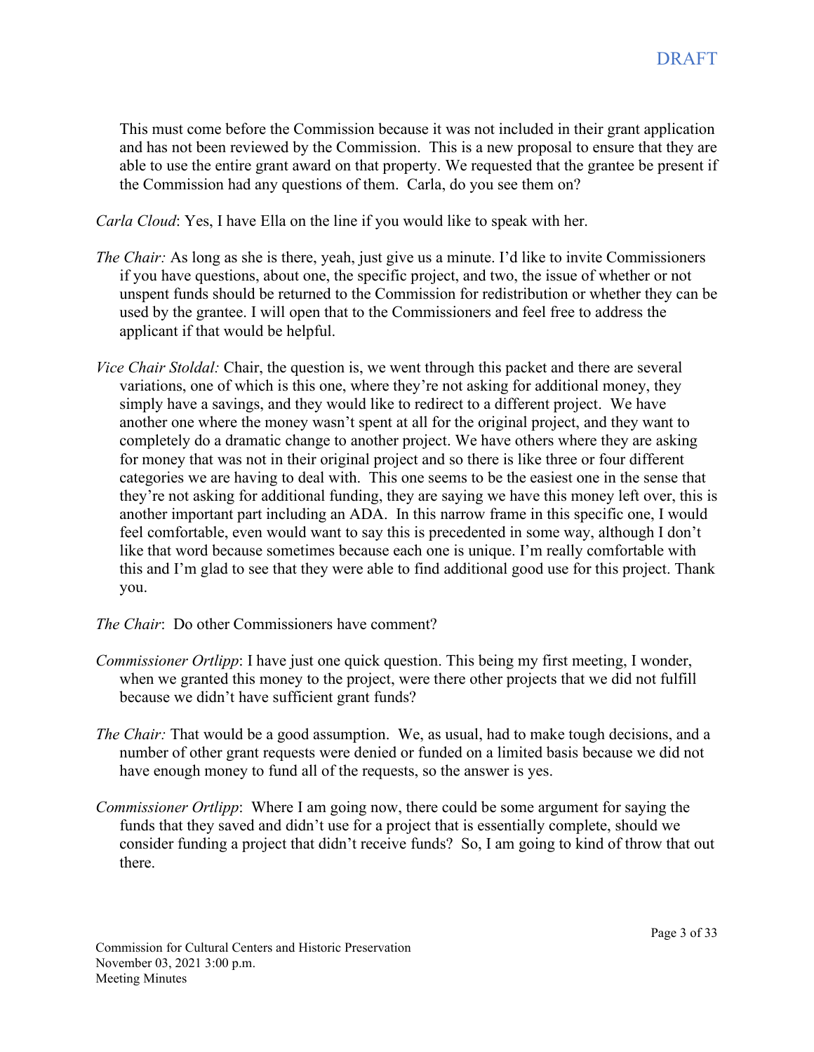This must come before the Commission because it was not included in their grant application and has not been reviewed by the Commission. This is a new proposal to ensure that they are able to use the entire grant award on that property. We requested that the grantee be present if the Commission had any questions of them. Carla, do you see them on?

*Carla Cloud*: Yes, I have Ella on the line if you would like to speak with her.

*The Chair:* As long as she is there, yeah, just give us a minute. I'd like to invite Commissioners if you have questions, about one, the specific project, and two, the issue of whether or not unspent funds should be returned to the Commission for redistribution or whether they can be used by the grantee. I will open that to the Commissioners and feel free to address the applicant if that would be helpful.

*Vice Chair Stoldal:* Chair, the question is, we went through this packet and there are several variations, one of which is this one, where they're not asking for additional money, they simply have a savings, and they would like to redirect to a different project. We have another one where the money wasn't spent at all for the original project, and they want to completely do a dramatic change to another project. We have others where they are asking for money that was not in their original project and so there is like three or four different categories we are having to deal with. This one seems to be the easiest one in the sense that they're not asking for additional funding, they are saying we have this money left over, this is another important part including an ADA. In this narrow frame in this specific one, I would feel comfortable, even would want to say this is precedented in some way, although I don't like that word because sometimes because each one is unique. I'm really comfortable with this and I'm glad to see that they were able to find additional good use for this project. Thank you.

*The Chair*: Do other Commissioners have comment?

*Commissioner Ortlipp*: I have just one quick question. This being my first meeting, I wonder, when we granted this money to the project, were there other projects that we did not fulfill because we didn't have sufficient grant funds?

*The Chair:* That would be a good assumption. We, as usual, had to make tough decisions, and a number of other grant requests were denied or funded on a limited basis because we did not have enough money to fund all of the requests, so the answer is yes.

*Commissioner Ortlipp*: Where I am going now, there could be some argument for saying the funds that they saved and didn't use for a project that is essentially complete, should we consider funding a project that didn't receive funds? So, I am going to kind of throw that out there.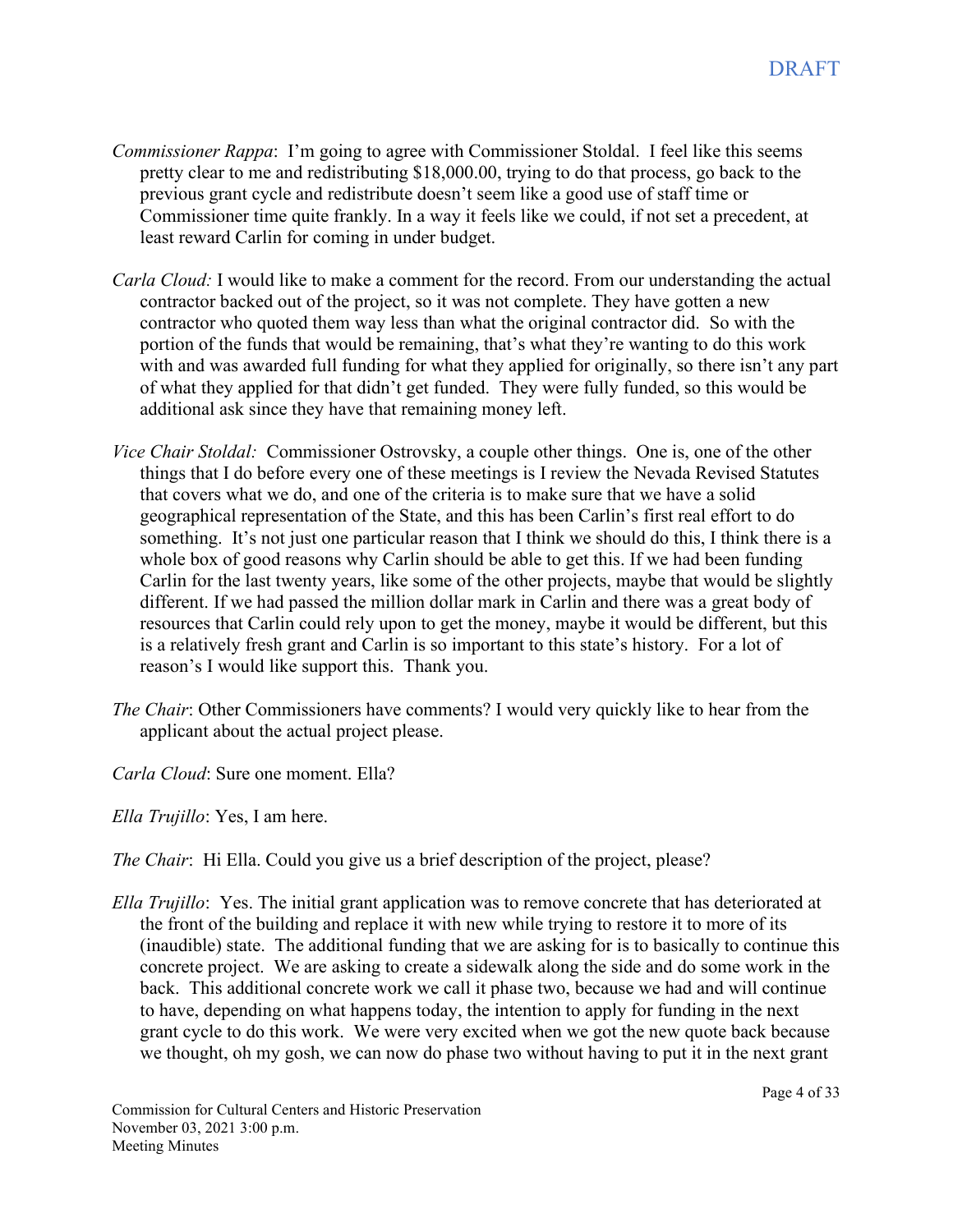*Commissioner Rappa*: I'm going to agree with Commissioner Stoldal. I feel like this seems pretty clear to me and redistributing $18,000.00, trying to do that process, go back to the previous grant cycle and redistribute doesn't seem like a good use of staff time or Commissioner time quite frankly. In a way it feels like we could, if not set a precedent, at least reward Carlin for coming in under budget.

*Carla Cloud:* I would like to make a comment for the record. From our understanding the actual contractor backed out of the project, so it was not complete. They have gotten a new contractor who quoted them way less than what the original contractor did. So with the portion of the funds that would be remaining, that's what they're wanting to do this work with and was awarded full funding for what they applied for originally, so there isn't any part of what they applied for that didn't get funded. They were fully funded, so this would be additional ask since they have that remaining money left.

*Vice Chair Stoldal:* Commissioner Ostrovsky, a couple other things. One is, one of the other things that I do before every one of these meetings is I review the Nevada Revised Statutes that covers what we do, and one of the criteria is to make sure that we have a solid geographical representation of the State, and this has been Carlin's first real effort to do something. It's not just one particular reason that I think we should do this, I think there is a whole box of good reasons why Carlin should be able to get this. If we had been funding Carlin for the last twenty years, like some of the other projects, maybe that would be slightly different. If we had passed the million dollar mark in Carlin and there was a great body of resources that Carlin could rely upon to get the money, maybe it would be different, but this is a relatively fresh grant and Carlin is so important to this state's history. For a lot of reason's I would like support this. Thank you.

*The Chair*: Other Commissioners have comments? I would very quickly like to hear from the applicant about the actual project please.

*Carla Cloud*: Sure one moment. Ella?

*Ella Trujillo*: Yes, I am here.

*The Chair*: Hi Ella. Could you give us a brief description of the project, please?

*Ella Trujillo*: Yes. The initial grant application was to remove concrete that has deteriorated at the front of the building and replace it with new while trying to restore it to more of its (inaudible) state. The additional funding that we are asking for is to basically to continue this concrete project. We are asking to create a sidewalk along the side and do some work in the back. This additional concrete work we call it phase two, because we had and will continue to have, depending on what happens today, the intention to apply for funding in the next grant cycle to do this work. We were very excited when we got the new quote back because we thought, oh my gosh, we can now do phase two without having to put it in the next grant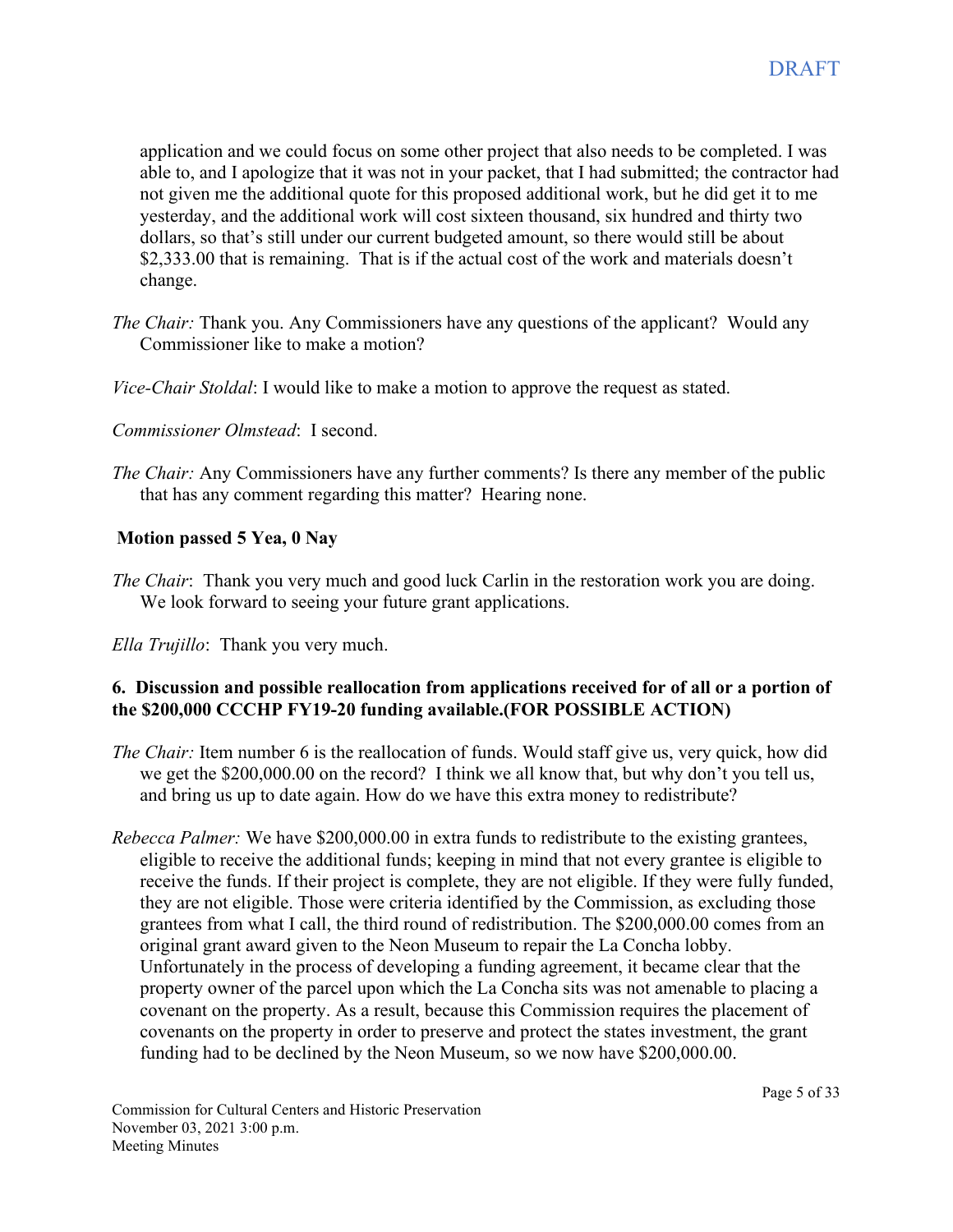application and we could focus on some other project that also needs to be completed. I was able to, and I apologize that it was not in your packet, that I had submitted; the contractor had not given me the additional quote for this proposed additional work, but he did get it to me yesterday, and the additional work will cost sixteen thousand, six hundred and thirty two dollars, so that's still under our current budgeted amount, so there would still be about $2,333.00 that is remaining. That is if the actual cost of the work and materials doesn't change.

*The Chair:* Thank you. Any Commissioners have any questions of the applicant? Would any Commissioner like to make a motion?

*Vice-Chair Stoldal*: I would like to make a motion to approve the request as stated.

*Commissioner Olmstead*: I second.

*The Chair:* Any Commissioners have any further comments? Is there any member of the public that has any comment regarding this matter? Hearing none.

**Motion passed 5 Yea, 0 Nay**

*The Chair*: Thank you very much and good luck Carlin in the restoration work you are doing. We look forward to seeing your future grant applications.

*Ella Trujillo*: Thank you very much.

**6. Discussion and possible reallocation from applications received for of all or a portion of the $200,000 CCCHP FY19-20 funding available.(FOR POSSIBLE ACTION)**

*The Chair:* Item number 6 is the reallocation of funds. Would staff give us, very quick, how did we get the $200,000.00 on the record? I think we all know that, but why don't you tell us, and bring us up to date again. How do we have this extra money to redistribute?

*Rebecca Palmer:* We have $200,000.00 in extra funds to redistribute to the existing grantees, eligible to receive the additional funds; keeping in mind that not every grantee is eligible to receive the funds. If their project is complete, they are not eligible. If they were fully funded, they are not eligible. Those were criteria identified by the Commission, as excluding those grantees from what I call, the third round of redistribution. The $200,000.00 comes from an original grant award given to the Neon Museum to repair the La Concha lobby. Unfortunately in the process of developing a funding agreement, it became clear that the property owner of the parcel upon which the La Concha sits was not amenable to placing a covenant on the property. As a result, because this Commission requires the placement of covenants on the property in order to preserve and protect the states investment, the grant funding had to be declined by the Neon Museum, so we now have $200,000.00.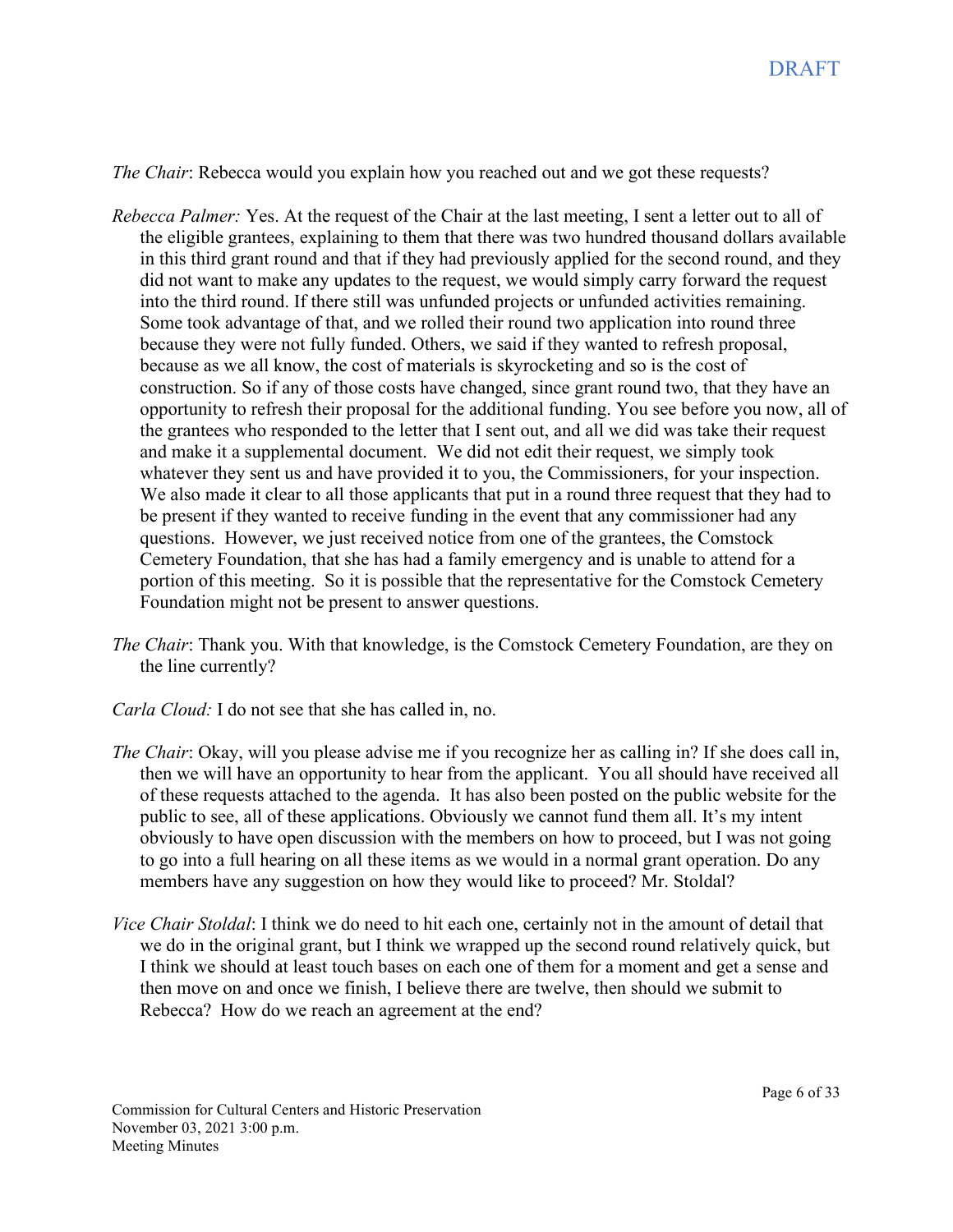*The Chair*: Rebecca would you explain how you reached out and we got these requests?

*Rebecca Palmer:* Yes. At the request of the Chair at the last meeting, I sent a letter out to all of the eligible grantees, explaining to them that there was two hundred thousand dollars available in this third grant round and that if they had previously applied for the second round, and they did not want to make any updates to the request, we would simply carry forward the request into the third round. If there still was unfunded projects or unfunded activities remaining. Some took advantage of that, and we rolled their round two application into round three because they were not fully funded. Others, we said if they wanted to refresh proposal, because as we all know, the cost of materials is skyrocketing and so is the cost of construction. So if any of those costs have changed, since grant round two, that they have an opportunity to refresh their proposal for the additional funding. You see before you now, all of the grantees who responded to the letter that I sent out, and all we did was take their request and make it a supplemental document. We did not edit their request, we simply took whatever they sent us and have provided it to you, the Commissioners, for your inspection. We also made it clear to all those applicants that put in a round three request that they had to be present if they wanted to receive funding in the event that any commissioner had any questions. However, we just received notice from one of the grantees, the Comstock Cemetery Foundation, that she has had a family emergency and is unable to attend for a portion of this meeting. So it is possible that the representative for the Comstock Cemetery Foundation might not be present to answer questions.

*The Chair*: Thank you. With that knowledge, is the Comstock Cemetery Foundation, are they on the line currently?

*Carla Cloud:* I do not see that she has called in, no.

*The Chair*: Okay, will you please advise me if you recognize her as calling in? If she does call in, then we will have an opportunity to hear from the applicant. You all should have received all of these requests attached to the agenda. It has also been posted on the public website for the public to see, all of these applications. Obviously we cannot fund them all. It's my intent obviously to have open discussion with the members on how to proceed, but I was not going to go into a full hearing on all these items as we would in a normal grant operation. Do any members have any suggestion on how they would like to proceed? Mr. Stoldal?

*Vice Chair Stoldal*: I think we do need to hit each one, certainly not in the amount of detail that we do in the original grant, but I think we wrapped up the second round relatively quick, but I think we should at least touch bases on each one of them for a moment and get a sense and then move on and once we finish, I believe there are twelve, then should we submit to Rebecca? How do we reach an agreement at the end?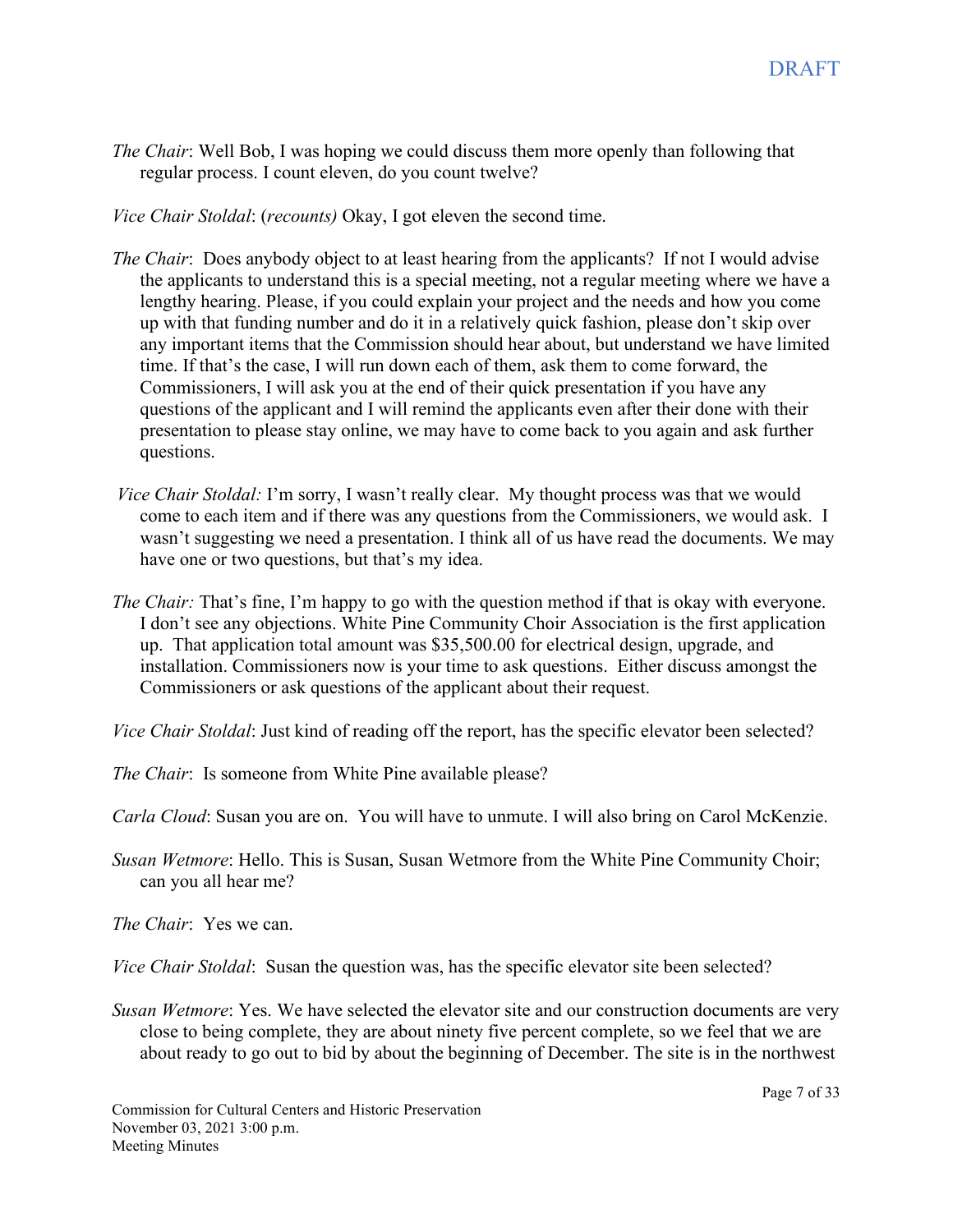*The Chair*: Well Bob, I was hoping we could discuss them more openly than following that regular process. I count eleven, do you count twelve?

*Vice Chair Stoldal*: (*recounts)* Okay, I got eleven the second time.

*The Chair*: Does anybody object to at least hearing from the applicants? If not I would advise the applicants to understand this is a special meeting, not a regular meeting where we have a lengthy hearing. Please, if you could explain your project and the needs and how you come up with that funding number and do it in a relatively quick fashion, please don't skip over any important items that the Commission should hear about, but understand we have limited time. If that's the case, I will run down each of them, ask them to come forward, the Commissioners, I will ask you at the end of their quick presentation if you have any questions of the applicant and I will remind the applicants even after their done with their presentation to please stay online, we may have to come back to you again and ask further questions.

*Vice Chair Stoldal:* I'm sorry, I wasn't really clear. My thought process was that we would come to each item and if there was any questions from the Commissioners, we would ask. I wasn't suggesting we need a presentation. I think all of us have read the documents. We may have one or two questions, but that's my idea.

*The Chair:* That's fine, I'm happy to go with the question method if that is okay with everyone. I don't see any objections. White Pine Community Choir Association is the first application up. That application total amount was $35,500.00 for electrical design, upgrade, and installation. Commissioners now is your time to ask questions. Either discuss amongst the Commissioners or ask questions of the applicant about their request.

*Vice Chair Stoldal*: Just kind of reading off the report, has the specific elevator been selected?

*The Chair*: Is someone from White Pine available please?

*Carla Cloud*: Susan you are on. You will have to unmute. I will also bring on Carol McKenzie.

*Susan Wetmore*: Hello. This is Susan, Susan Wetmore from the White Pine Community Choir; can you all hear me?

*The Chair*: Yes we can.

*Vice Chair Stoldal*: Susan the question was, has the specific elevator site been selected?

*Susan Wetmore*: Yes. We have selected the elevator site and our construction documents are very close to being complete, they are about ninety five percent complete, so we feel that we are about ready to go out to bid by about the beginning of December. The site is in the northwest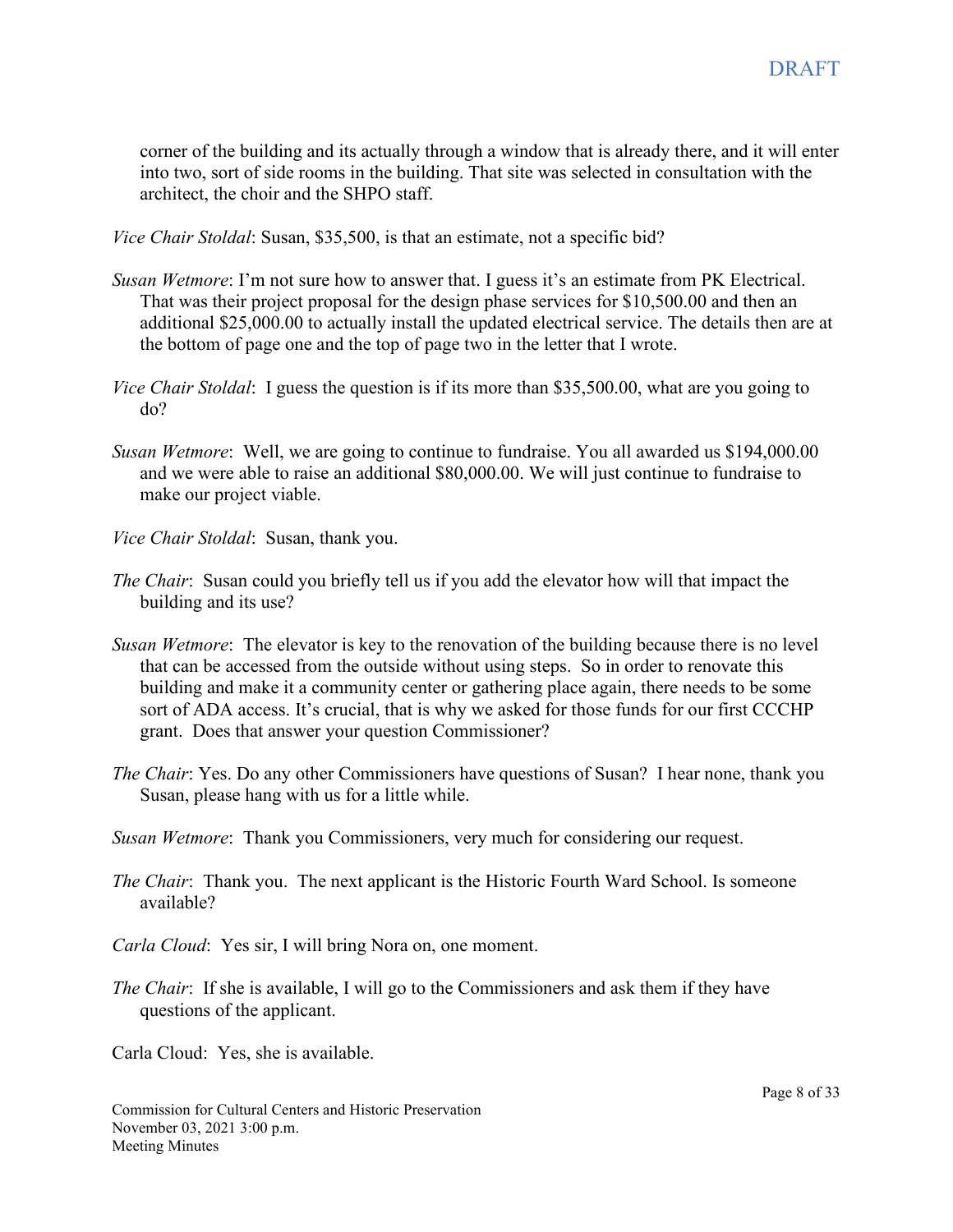corner of the building and its actually through a window that is already there, and it will enter into two, sort of side rooms in the building. That site was selected in consultation with the architect, the choir and the SHPO staff.

*Vice Chair Stoldal*: Susan, $35,500, is that an estimate, not a specific bid?

*Susan Wetmore*: I'm not sure how to answer that. I guess it's an estimate from PK Electrical. That was their project proposal for the design phase services for $10,500.00 and then an additional $25,000.00 to actually install the updated electrical service. The details then are at the bottom of page one and the top of page two in the letter that I wrote.

*Vice Chair Stoldal*: I guess the question is if its more than $35,500.00, what are you going to do?

*Susan Wetmore*: Well, we are going to continue to fundraise. You all awarded us $194,000.00 and we were able to raise an additional $80,000.00. We will just continue to fundraise to make our project viable.

*Vice Chair Stoldal*: Susan, thank you.

*The Chair*: Susan could you briefly tell us if you add the elevator how will that impact the building and its use?

*Susan Wetmore*: The elevator is key to the renovation of the building because there is no level that can be accessed from the outside without using steps. So in order to renovate this building and make it a community center or gathering place again, there needs to be some sort of ADA access. It's crucial, that is why we asked for those funds for our first CCCHP grant. Does that answer your question Commissioner?

*The Chair*: Yes. Do any other Commissioners have questions of Susan? I hear none, thank you Susan, please hang with us for a little while.

*Susan Wetmore*: Thank you Commissioners, very much for considering our request.

*The Chair*: Thank you. The next applicant is the Historic Fourth Ward School. Is someone available?

*Carla Cloud*: Yes sir, I will bring Nora on, one moment.

*The Chair*: If she is available, I will go to the Commissioners and ask them if they have questions of the applicant.

Carla Cloud: Yes, she is available.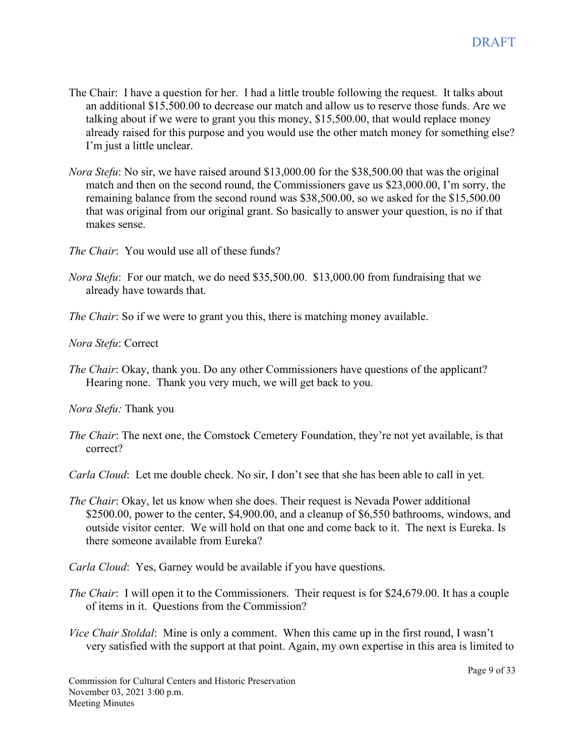The Chair: I have a question for her. I had a little trouble following the request. It talks about an additional $15,500.00 to decrease our match and allow us to reserve those funds. Are we talking about if we were to grant you this money, $15,500.00, that would replace money already raised for this purpose and you would use the other match money for something else? I'm just a little unclear.

*Nora Stefu*: No sir, we have raised around $13,000.00 for the $38,500.00 that was the original match and then on the second round, the Commissioners gave us $23,000.00, I'm sorry, the remaining balance from the second round was $38,500.00, so we asked for the $15,500.00 that was original from our original grant. So basically to answer your question, is no if that makes sense.

*The Chair*: You would use all of these funds?

*Nora Stefu*: For our match, we do need $35,500.00. $13,000.00 from fundraising that we already have towards that.

*The Chair*: So if we were to grant you this, there is matching money available.

*Nora Stefu*: Correct

*The Chair*: Okay, thank you. Do any other Commissioners have questions of the applicant? Hearing none. Thank you very much, we will get back to you.

*Nora Stefu:* Thank you

*The Chair*: The next one, the Comstock Cemetery Foundation, they're not yet available, is that correct?

*Carla Cloud*: Let me double check. No sir, I don't see that she has been able to call in yet.

*The Chair*: Okay, let us know when she does. Their request is Nevada Power additional $2500.00, power to the center, $4,900.00, and a cleanup of $6,550 bathrooms, windows, and outside visitor center. We will hold on that one and come back to it. The next is Eureka. Is there someone available from Eureka?

*Carla Cloud*: Yes, Garney would be available if you have questions.

*The Chair*: I will open it to the Commissioners. Their request is for $24,679.00. It has a couple of items in it. Questions from the Commission?

*Vice Chair Stoldal*: Mine is only a comment. When this came up in the first round, I wasn't very satisfied with the support at that point. Again, my own expertise in this area is limited to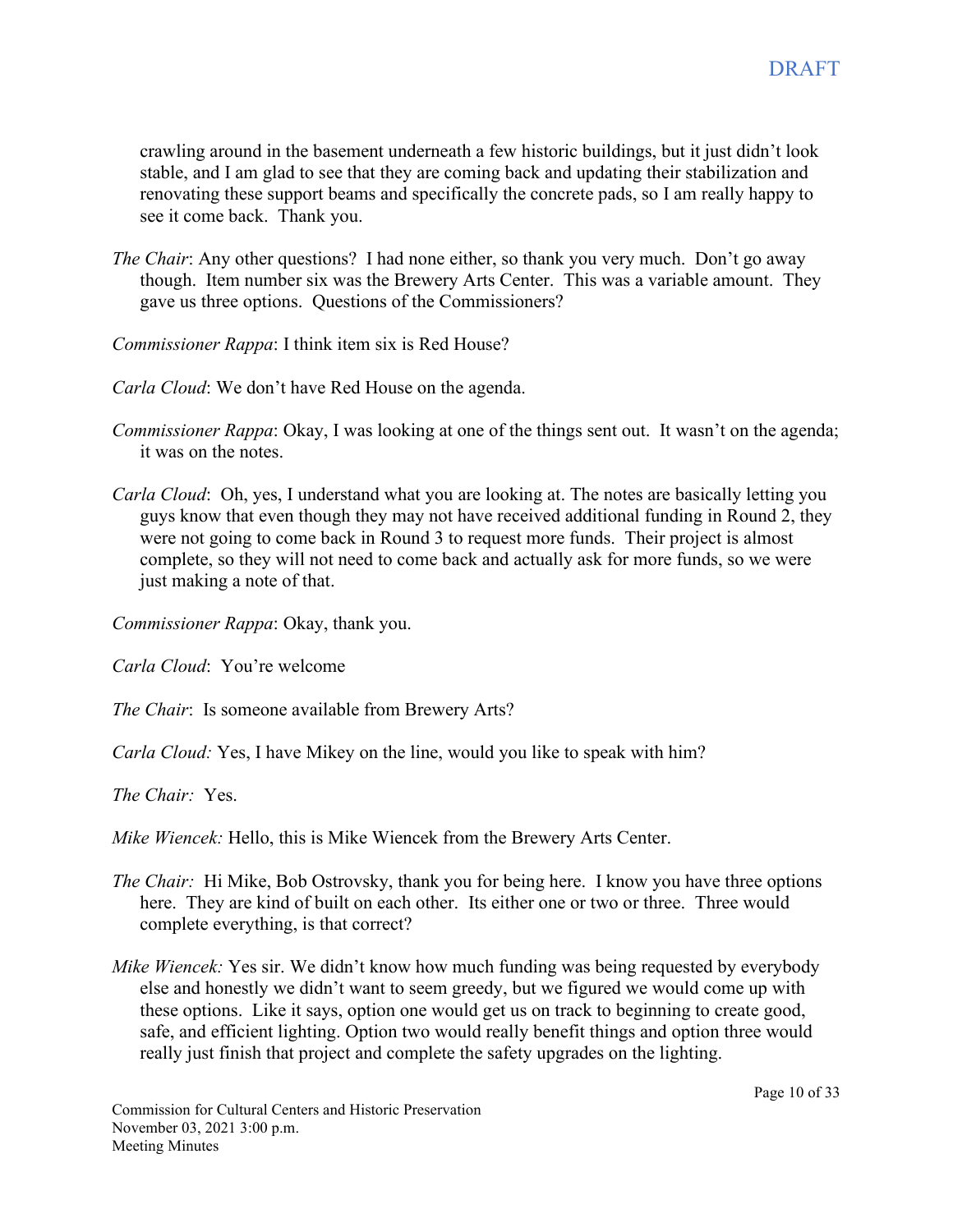crawling around in the basement underneath a few historic buildings, but it just didn't look stable, and I am glad to see that they are coming back and updating their stabilization and renovating these support beams and specifically the concrete pads, so I am really happy to see it come back. Thank you.

*The Chair*: Any other questions? I had none either, so thank you very much. Don't go away though. Item number six was the Brewery Arts Center. This was a variable amount. They gave us three options. Questions of the Commissioners?

*Commissioner Rappa*: I think item six is Red House?

*Carla Cloud*: We don't have Red House on the agenda.

*Commissioner Rappa*: Okay, I was looking at one of the things sent out. It wasn't on the agenda; it was on the notes.

*Carla Cloud*: Oh, yes, I understand what you are looking at. The notes are basically letting you guys know that even though they may not have received additional funding in Round 2, they were not going to come back in Round 3 to request more funds. Their project is almost complete, so they will not need to come back and actually ask for more funds, so we were just making a note of that.

*Commissioner Rappa*: Okay, thank you.

*Carla Cloud*: You're welcome

*The Chair*: Is someone available from Brewery Arts?

*Carla Cloud:* Yes, I have Mikey on the line, would you like to speak with him?

*The Chair:* Yes.

*Mike Wiencek:* Hello, this is Mike Wiencek from the Brewery Arts Center.

*The Chair:* Hi Mike, Bob Ostrovsky, thank you for being here. I know you have three options here. They are kind of built on each other. Its either one or two or three. Three would complete everything, is that correct?

*Mike Wiencek:* Yes sir. We didn't know how much funding was being requested by everybody else and honestly we didn't want to seem greedy, but we figured we would come up with these options. Like it says, option one would get us on track to beginning to create good, safe, and efficient lighting. Option two would really benefit things and option three would really just finish that project and complete the safety upgrades on the lighting.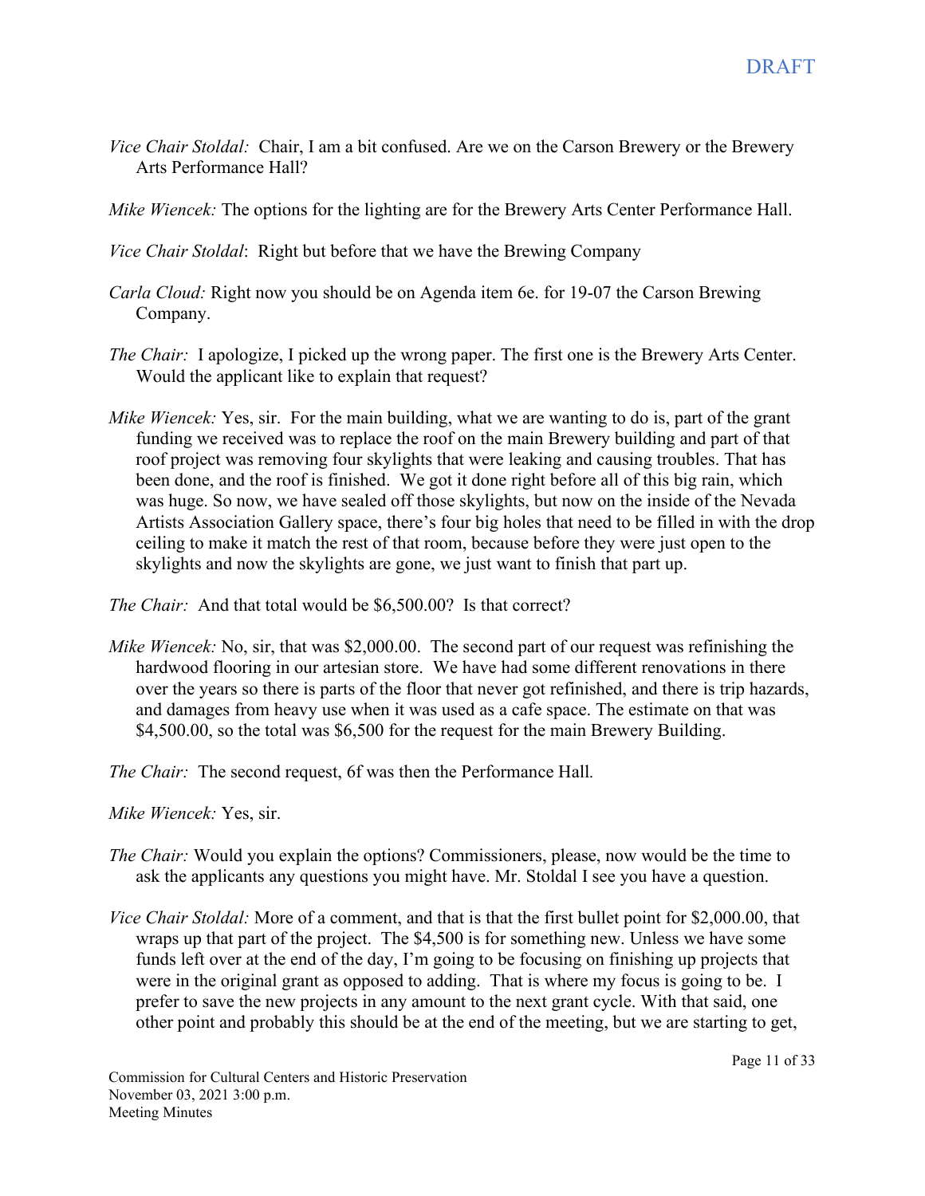*Vice Chair Stoldal:* Chair, I am a bit confused. Are we on the Carson Brewery or the Brewery Arts Performance Hall?

*Mike Wiencek:* The options for the lighting are for the Brewery Arts Center Performance Hall.

*Vice Chair Stoldal*: Right but before that we have the Brewing Company

*Carla Cloud:* Right now you should be on Agenda item 6e. for 19-07 the Carson Brewing Company.

*The Chair:* I apologize, I picked up the wrong paper. The first one is the Brewery Arts Center. Would the applicant like to explain that request?

*Mike Wiencek:* Yes, sir. For the main building, what we are wanting to do is, part of the grant funding we received was to replace the roof on the main Brewery building and part of that roof project was removing four skylights that were leaking and causing troubles. That has been done, and the roof is finished. We got it done right before all of this big rain, which was huge. So now, we have sealed off those skylights, but now on the inside of the Nevada Artists Association Gallery space, there's four big holes that need to be filled in with the drop ceiling to make it match the rest of that room, because before they were just open to the skylights and now the skylights are gone, we just want to finish that part up.

*The Chair:* And that total would be $6,500.00? Is that correct?

*Mike Wiencek:* No, sir, that was $2,000.00. The second part of our request was refinishing the hardwood flooring in our artesian store. We have had some different renovations in there over the years so there is parts of the floor that never got refinished, and there is trip hazards, and damages from heavy use when it was used as a cafe space. The estimate on that was $4,500.00, so the total was $6,500 for the request for the main Brewery Building.

*The Chair:* The second request, 6f was then the Performance Hall.

*Mike Wiencek:* Yes, sir.

*The Chair:* Would you explain the options? Commissioners, please, now would be the time to ask the applicants any questions you might have. Mr. Stoldal I see you have a question.

*Vice Chair Stoldal:* More of a comment, and that is that the first bullet point for $2,000.00, that wraps up that part of the project. The $4,500 is for something new. Unless we have some funds left over at the end of the day, I'm going to be focusing on finishing up projects that were in the original grant as opposed to adding. That is where my focus is going to be. I prefer to save the new projects in any amount to the next grant cycle. With that said, one other point and probably this should be at the end of the meeting, but we are starting to get,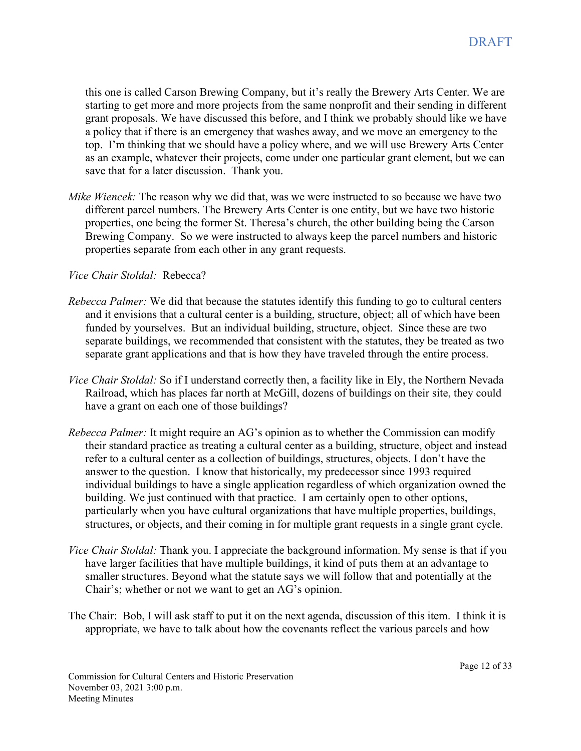DRAFT

this one is called Carson Brewing Company, but it's really the Brewery Arts Center. We are starting to get more and more projects from the same nonprofit and their sending in different grant proposals. We have discussed this before, and I think we probably should like we have a policy that if there is an emergency that washes away, and we move an emergency to the top. I'm thinking that we should have a policy where, and we will use Brewery Arts Center as an example, whatever their projects, come under one particular grant element, but we can save that for a later discussion. Thank you.

*Mike Wiencek:* The reason why we did that, was we were instructed to so because we have two different parcel numbers. The Brewery Arts Center is one entity, but we have two historic properties, one being the former St. Theresa's church, the other building being the Carson Brewing Company. So we were instructed to always keep the parcel numbers and historic properties separate from each other in any grant requests.

*Vice Chair Stoldal:* Rebecca?

*Rebecca Palmer:* We did that because the statutes identify this funding to go to cultural centers and it envisions that a cultural center is a building, structure, object; all of which have been funded by yourselves. But an individual building, structure, object. Since these are two separate buildings, we recommended that consistent with the statutes, they be treated as two separate grant applications and that is how they have traveled through the entire process.

*Vice Chair Stoldal:* So if I understand correctly then, a facility like in Ely, the Northern Nevada Railroad, which has places far north at McGill, dozens of buildings on their site, they could have a grant on each one of those buildings?

*Rebecca Palmer:* It might require an AG's opinion as to whether the Commission can modify their standard practice as treating a cultural center as a building, structure, object and instead refer to a cultural center as a collection of buildings, structures, objects. I don't have the answer to the question. I know that historically, my predecessor since 1993 required individual buildings to have a single application regardless of which organization owned the building. We just continued with that practice. I am certainly open to other options, particularly when you have cultural organizations that have multiple properties, buildings, structures, or objects, and their coming in for multiple grant requests in a single grant cycle.

*Vice Chair Stoldal:* Thank you. I appreciate the background information. My sense is that if you have larger facilities that have multiple buildings, it kind of puts them at an advantage to smaller structures. Beyond what the statute says we will follow that and potentially at the Chair's; whether or not we want to get an AG's opinion.

The Chair: Bob, I will ask staff to put it on the next agenda, discussion of this item. I think it is appropriate, we have to talk about how the covenants reflect the various parcels and how

Commission for Cultural Centers and Historic Preservation
November 03, 2021 3:00 p.m.
Meeting Minutes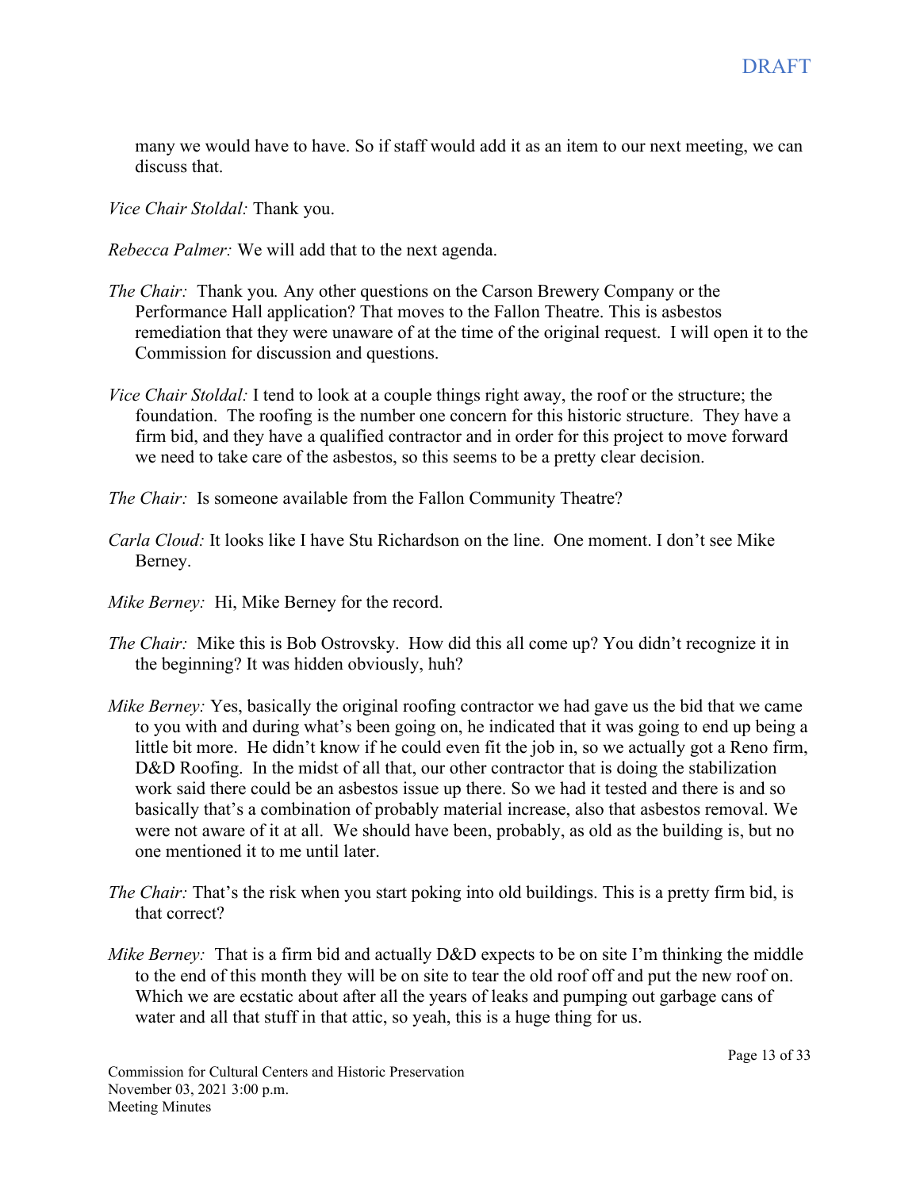many we would have to have. So if staff would add it as an item to our next meeting, we can discuss that.

*Vice Chair Stoldal:* Thank you.

*Rebecca Palmer:* We will add that to the next agenda.

*The Chair:* Thank you*.* Any other questions on the Carson Brewery Company or the Performance Hall application? That moves to the Fallon Theatre. This is asbestos remediation that they were unaware of at the time of the original request. I will open it to the Commission for discussion and questions.

*Vice Chair Stoldal:* I tend to look at a couple things right away, the roof or the structure; the foundation. The roofing is the number one concern for this historic structure. They have a firm bid, and they have a qualified contractor and in order for this project to move forward we need to take care of the asbestos, so this seems to be a pretty clear decision.

*The Chair:* Is someone available from the Fallon Community Theatre?

*Carla Cloud:* It looks like I have Stu Richardson on the line. One moment. I don't see Mike Berney.

*Mike Berney:* Hi, Mike Berney for the record.

*The Chair:* Mike this is Bob Ostrovsky. How did this all come up? You didn't recognize it in the beginning? It was hidden obviously, huh?

*Mike Berney:* Yes, basically the original roofing contractor we had gave us the bid that we came to you with and during what's been going on, he indicated that it was going to end up being a little bit more. He didn't know if he could even fit the job in, so we actually got a Reno firm, D&D Roofing. In the midst of all that, our other contractor that is doing the stabilization work said there could be an asbestos issue up there. So we had it tested and there is and so basically that's a combination of probably material increase, also that asbestos removal. We were not aware of it at all. We should have been, probably, as old as the building is, but no one mentioned it to me until later.

*The Chair:* That's the risk when you start poking into old buildings. This is a pretty firm bid, is that correct?

*Mike Berney:* That is a firm bid and actually D&D expects to be on site I'm thinking the middle to the end of this month they will be on site to tear the old roof off and put the new roof on. Which we are ecstatic about after all the years of leaks and pumping out garbage cans of water and all that stuff in that attic, so yeah, this is a huge thing for us.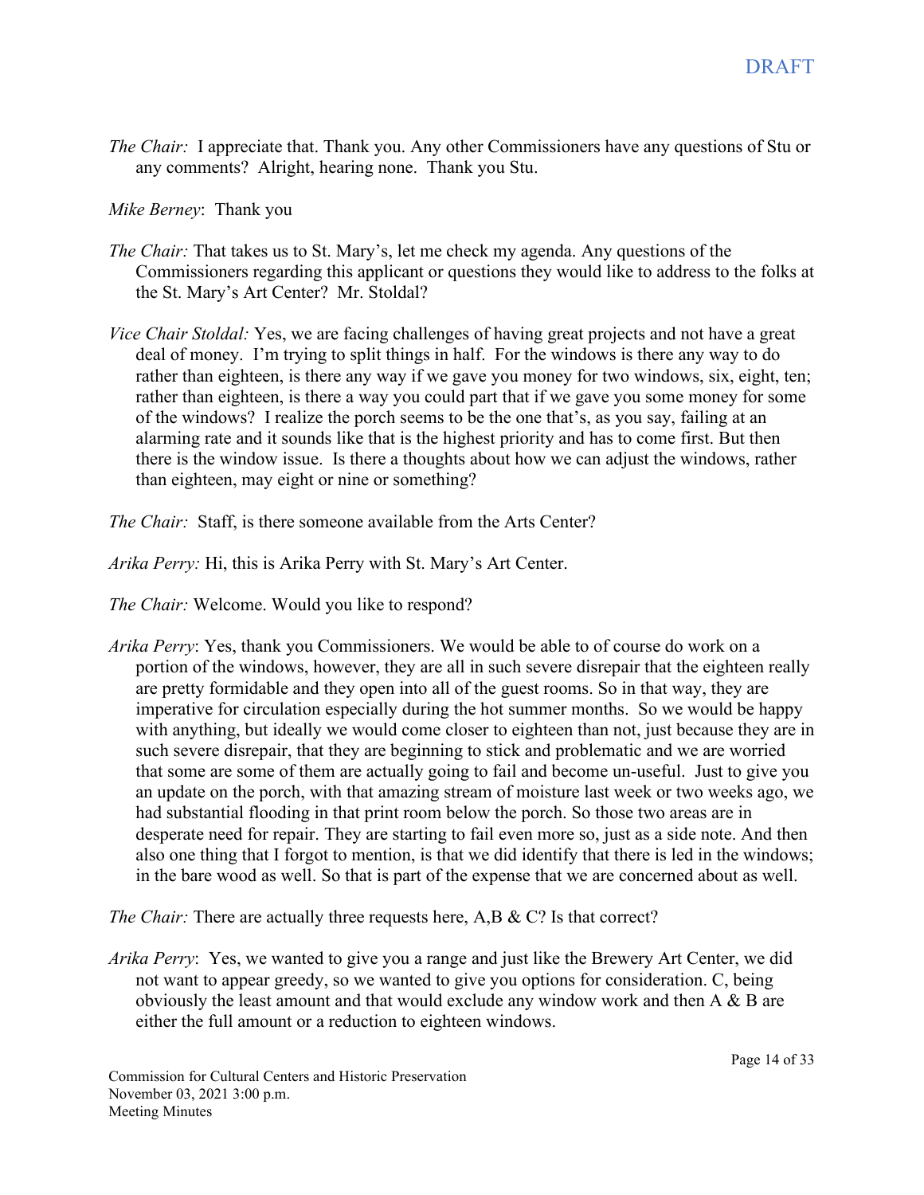*The Chair:* I appreciate that. Thank you. Any other Commissioners have any questions of Stu or any comments? Alright, hearing none. Thank you Stu.

*Mike Berney*: Thank you

*The Chair:* That takes us to St. Mary's, let me check my agenda. Any questions of the Commissioners regarding this applicant or questions they would like to address to the folks at the St. Mary's Art Center? Mr. Stoldal?

*Vice Chair Stoldal:* Yes, we are facing challenges of having great projects and not have a great deal of money. I'm trying to split things in half. For the windows is there any way to do rather than eighteen, is there any way if we gave you money for two windows, six, eight, ten; rather than eighteen, is there a way you could part that if we gave you some money for some of the windows? I realize the porch seems to be the one that's, as you say, failing at an alarming rate and it sounds like that is the highest priority and has to come first. But then there is the window issue. Is there a thoughts about how we can adjust the windows, rather than eighteen, may eight or nine or something?

*The Chair:* Staff, is there someone available from the Arts Center?

*Arika Perry:* Hi, this is Arika Perry with St. Mary's Art Center.

*The Chair:* Welcome. Would you like to respond?

*Arika Perry*: Yes, thank you Commissioners. We would be able to of course do work on a portion of the windows, however, they are all in such severe disrepair that the eighteen really are pretty formidable and they open into all of the guest rooms. So in that way, they are imperative for circulation especially during the hot summer months. So we would be happy with anything, but ideally we would come closer to eighteen than not, just because they are in such severe disrepair, that they are beginning to stick and problematic and we are worried that some are some of them are actually going to fail and become un-useful. Just to give you an update on the porch, with that amazing stream of moisture last week or two weeks ago, we had substantial flooding in that print room below the porch. So those two areas are in desperate need for repair. They are starting to fail even more so, just as a side note. And then also one thing that I forgot to mention, is that we did identify that there is led in the windows; in the bare wood as well. So that is part of the expense that we are concerned about as well.

*The Chair:* There are actually three requests here, A,B & C? Is that correct?

*Arika Perry*: Yes, we wanted to give you a range and just like the Brewery Art Center, we did not want to appear greedy, so we wanted to give you options for consideration. C, being obviously the least amount and that would exclude any window work and then A & B are either the full amount or a reduction to eighteen windows.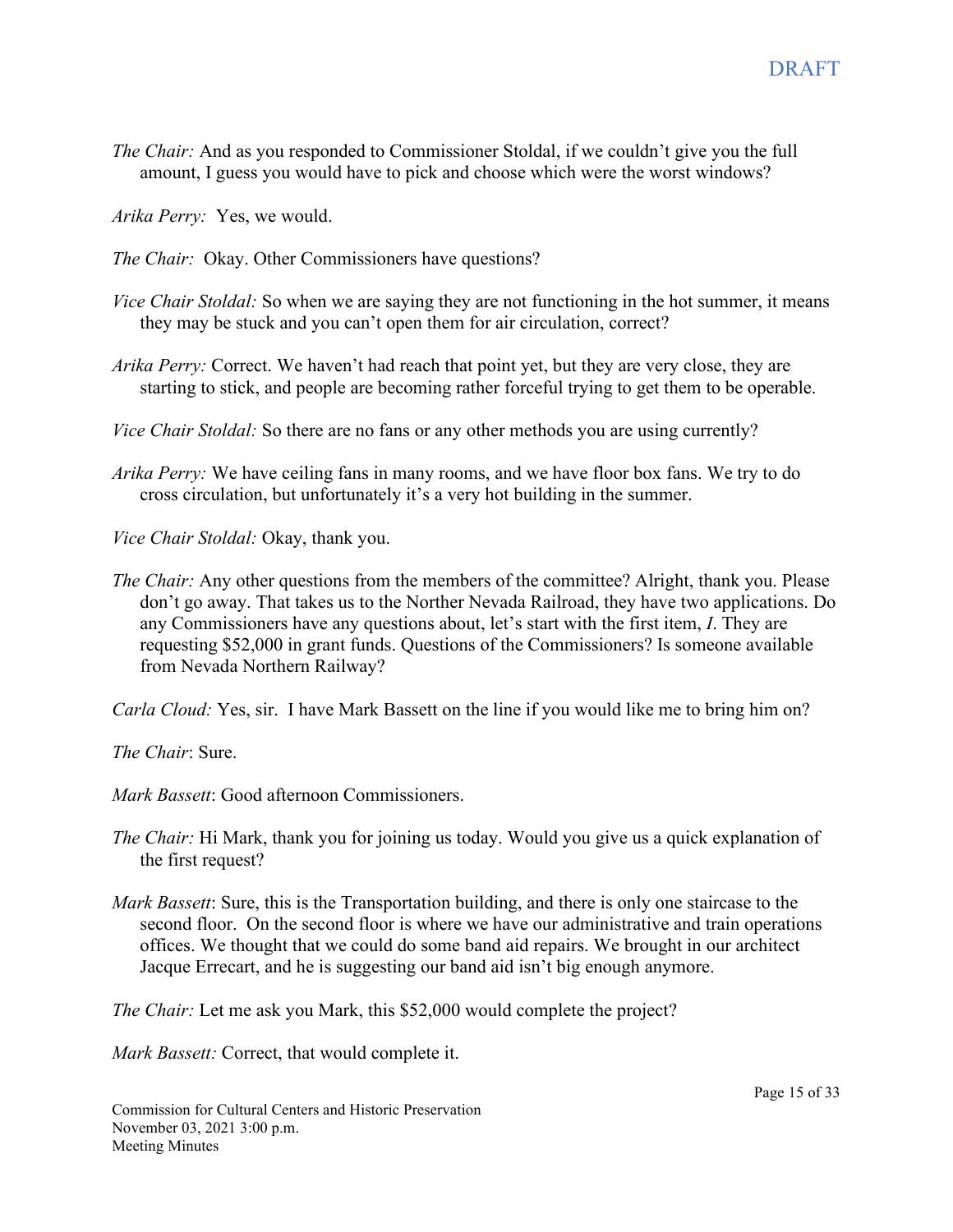*The Chair:* And as you responded to Commissioner Stoldal, if we couldn't give you the full amount, I guess you would have to pick and choose which were the worst windows?

*Arika Perry:* Yes, we would.

*The Chair:* Okay. Other Commissioners have questions?

*Vice Chair Stoldal:* So when we are saying they are not functioning in the hot summer, it means they may be stuck and you can't open them for air circulation, correct?

*Arika Perry:* Correct. We haven't had reach that point yet, but they are very close, they are starting to stick, and people are becoming rather forceful trying to get them to be operable.

*Vice Chair Stoldal:* So there are no fans or any other methods you are using currently?

*Arika Perry:* We have ceiling fans in many rooms, and we have floor box fans. We try to do cross circulation, but unfortunately it's a very hot building in the summer.

*Vice Chair Stoldal:* Okay, thank you.

*The Chair:* Any other questions from the members of the committee? Alright, thank you. Please don't go away. That takes us to the Norther Nevada Railroad, they have two applications. Do any Commissioners have any questions about, let's start with the first item, *I*. They are requesting $52,000 in grant funds. Questions of the Commissioners? Is someone available from Nevada Northern Railway?

*Carla Cloud:* Yes, sir. I have Mark Bassett on the line if you would like me to bring him on?

*The Chair*: Sure.

*Mark Bassett*: Good afternoon Commissioners.

*The Chair:* Hi Mark, thank you for joining us today. Would you give us a quick explanation of the first request?

*Mark Bassett*: Sure, this is the Transportation building, and there is only one staircase to the second floor. On the second floor is where we have our administrative and train operations offices. We thought that we could do some band aid repairs. We brought in our architect Jacque Errecart, and he is suggesting our band aid isn't big enough anymore.

*The Chair:* Let me ask you Mark, this $52,000 would complete the project?

*Mark Bassett:* Correct, that would complete it.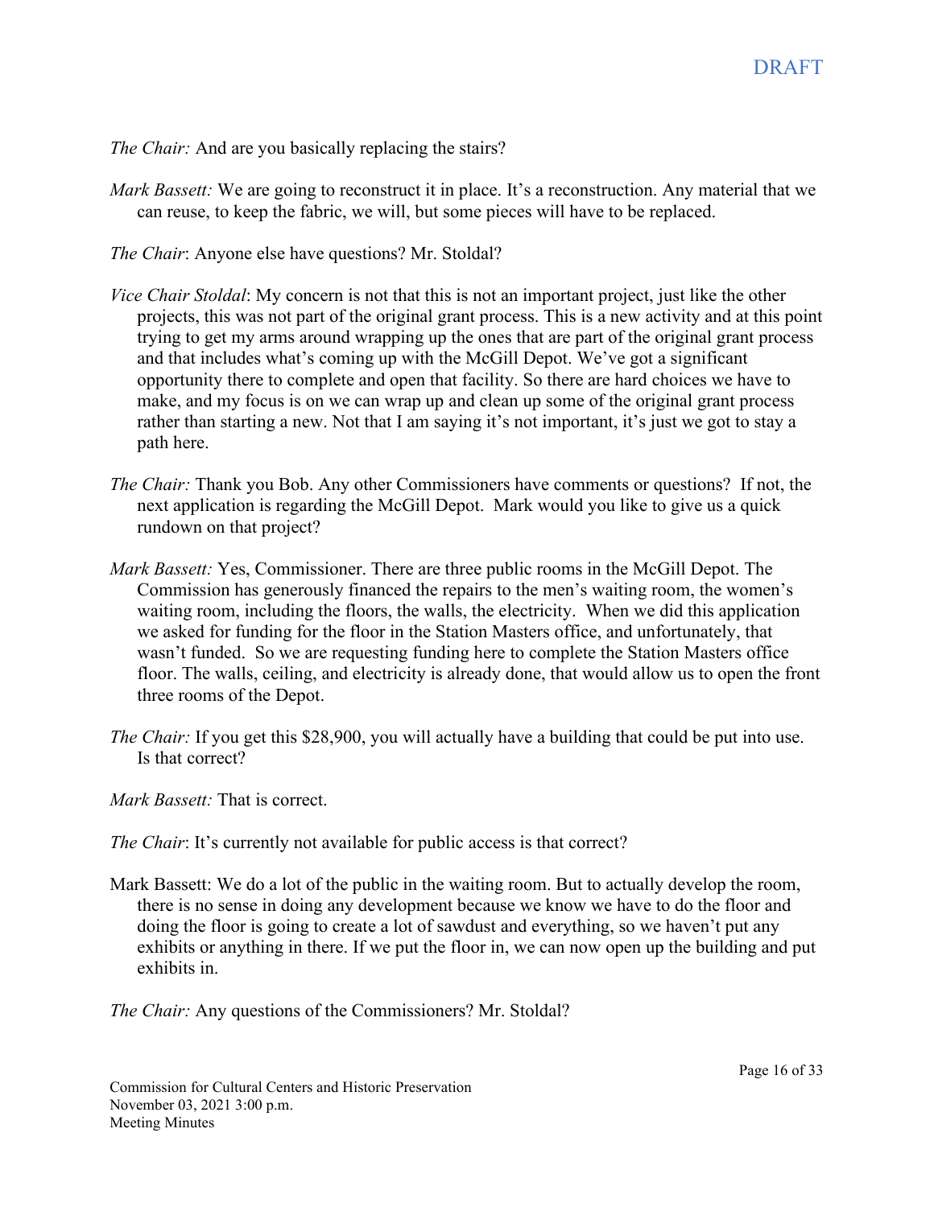DRAFT

*The Chair:* And are you basically replacing the stairs?

*Mark Bassett:* We are going to reconstruct it in place. It's a reconstruction. Any material that we can reuse, to keep the fabric, we will, but some pieces will have to be replaced.

*The Chair*: Anyone else have questions? Mr. Stoldal?

*Vice Chair Stoldal*: My concern is not that this is not an important project, just like the other projects, this was not part of the original grant process. This is a new activity and at this point trying to get my arms around wrapping up the ones that are part of the original grant process and that includes what's coming up with the McGill Depot. We've got a significant opportunity there to complete and open that facility. So there are hard choices we have to make, and my focus is on we can wrap up and clean up some of the original grant process rather than starting a new. Not that I am saying it's not important, it's just we got to stay a path here.

*The Chair:* Thank you Bob. Any other Commissioners have comments or questions? If not, the next application is regarding the McGill Depot. Mark would you like to give us a quick rundown on that project?

*Mark Bassett:* Yes, Commissioner. There are three public rooms in the McGill Depot. The Commission has generously financed the repairs to the men's waiting room, the women's waiting room, including the floors, the walls, the electricity. When we did this application we asked for funding for the floor in the Station Masters office, and unfortunately, that wasn't funded. So we are requesting funding here to complete the Station Masters office floor. The walls, ceiling, and electricity is already done, that would allow us to open the front three rooms of the Depot.

*The Chair:* If you get this $28,900, you will actually have a building that could be put into use. Is that correct?

*Mark Bassett:* That is correct.

*The Chair*: It's currently not available for public access is that correct?

Mark Bassett: We do a lot of the public in the waiting room. But to actually develop the room, there is no sense in doing any development because we know we have to do the floor and doing the floor is going to create a lot of sawdust and everything, so we haven't put any exhibits or anything in there. If we put the floor in, we can now open up the building and put exhibits in.

*The Chair:* Any questions of the Commissioners? Mr. Stoldal?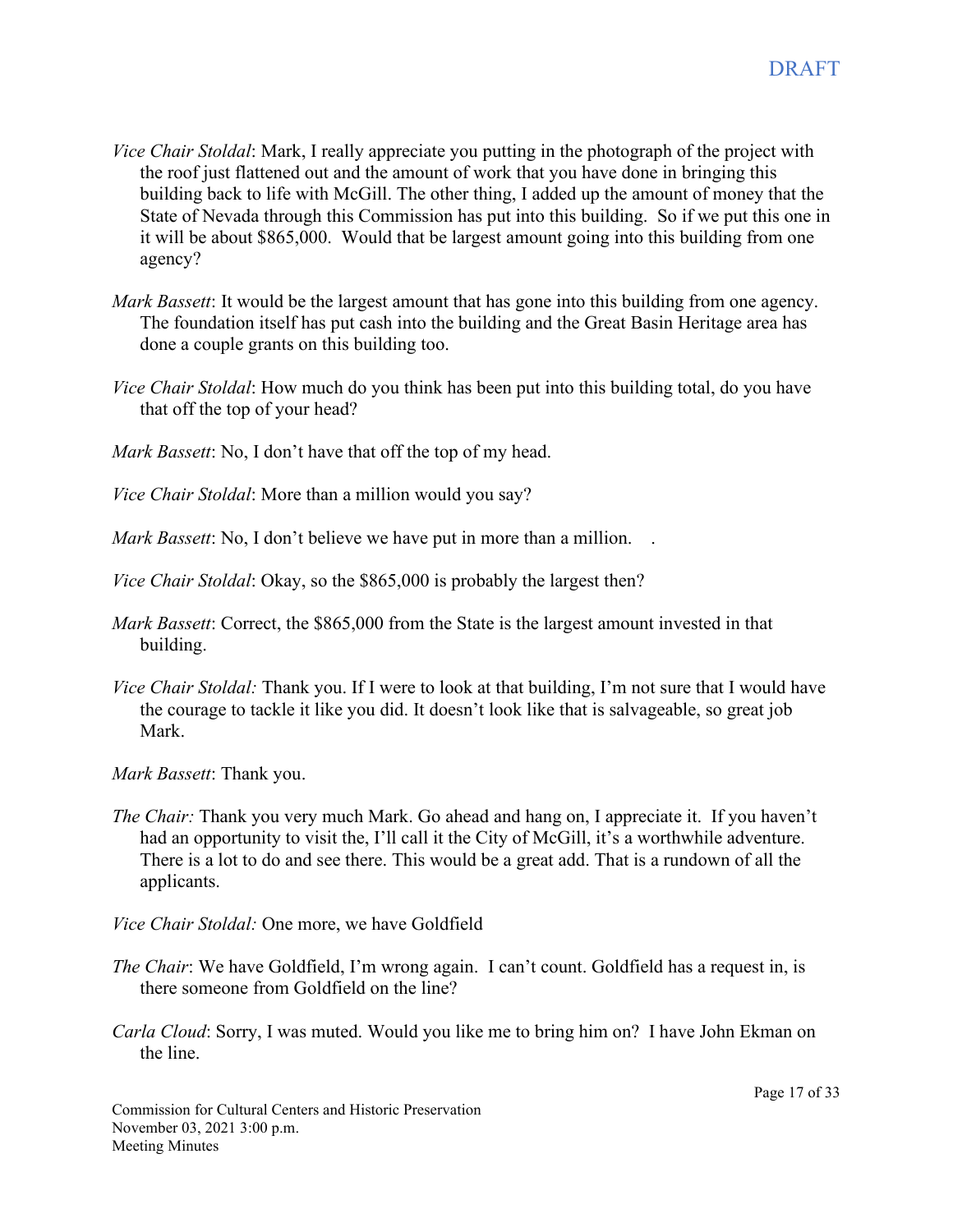*Vice Chair Stoldal*: Mark, I really appreciate you putting in the photograph of the project with the roof just flattened out and the amount of work that you have done in bringing this building back to life with McGill. The other thing, I added up the amount of money that the State of Nevada through this Commission has put into this building. So if we put this one in it will be about $865,000. Would that be largest amount going into this building from one agency?

*Mark Bassett*: It would be the largest amount that has gone into this building from one agency. The foundation itself has put cash into the building and the Great Basin Heritage area has done a couple grants on this building too.

*Vice Chair Stoldal*: How much do you think has been put into this building total, do you have that off the top of your head?

*Mark Bassett*: No, I don't have that off the top of my head.

*Vice Chair Stoldal*: More than a million would you say?

*Mark Bassett*: No, I don't believe we have put in more than a million.   .

*Vice Chair Stoldal*: Okay, so the $865,000 is probably the largest then?

*Mark Bassett*: Correct, the $865,000 from the State is the largest amount invested in that building.

*Vice Chair Stoldal:* Thank you. If I were to look at that building, I'm not sure that I would have the courage to tackle it like you did. It doesn't look like that is salvageable, so great job Mark.

*Mark Bassett*: Thank you.

*The Chair:* Thank you very much Mark. Go ahead and hang on, I appreciate it. If you haven't had an opportunity to visit the, I'll call it the City of McGill, it's a worthwhile adventure. There is a lot to do and see there. This would be a great add. That is a rundown of all the applicants.

*Vice Chair Stoldal:* One more, we have Goldfield

*The Chair*: We have Goldfield, I'm wrong again. I can't count. Goldfield has a request in, is there someone from Goldfield on the line?

*Carla Cloud*: Sorry, I was muted. Would you like me to bring him on? I have John Ekman on the line.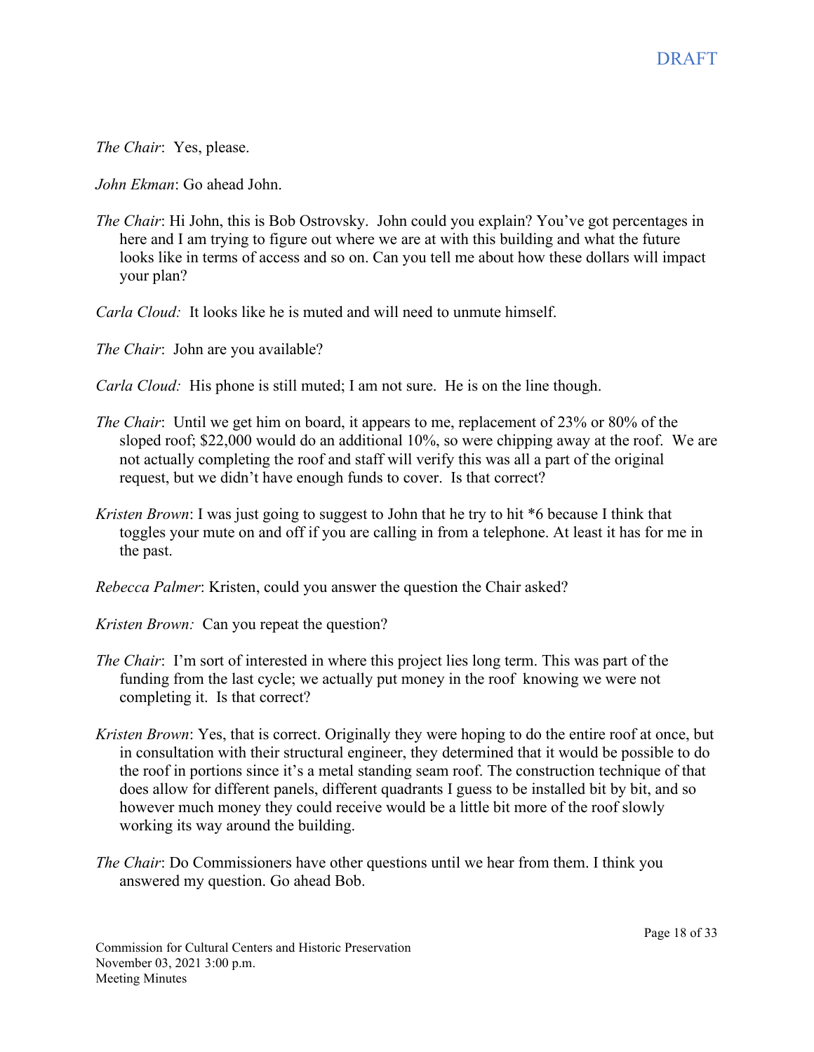*The Chair*: Yes, please.

*John Ekman*: Go ahead John.

*The Chair*: Hi John, this is Bob Ostrovsky. John could you explain? You've got percentages in here and I am trying to figure out where we are at with this building and what the future looks like in terms of access and so on. Can you tell me about how these dollars will impact your plan?

*Carla Cloud:* It looks like he is muted and will need to unmute himself.

*The Chair*: John are you available?

*Carla Cloud:* His phone is still muted; I am not sure. He is on the line though.

*The Chair*: Until we get him on board, it appears to me, replacement of 23% or 80% of the sloped roof; $22,000 would do an additional 10%, so were chipping away at the roof. We are not actually completing the roof and staff will verify this was all a part of the original request, but we didn't have enough funds to cover. Is that correct?

*Kristen Brown*: I was just going to suggest to John that he try to hit *6 because I think that toggles your mute on and off if you are calling in from a telephone. At least it has for me in the past.

*Rebecca Palmer*: Kristen, could you answer the question the Chair asked?

*Kristen Brown:* Can you repeat the question?

*The Chair*: I'm sort of interested in where this project lies long term. This was part of the funding from the last cycle; we actually put money in the roof knowing we were not completing it. Is that correct?

*Kristen Brown*: Yes, that is correct. Originally they were hoping to do the entire roof at once, but in consultation with their structural engineer, they determined that it would be possible to do the roof in portions since it's a metal standing seam roof. The construction technique of that does allow for different panels, different quadrants I guess to be installed bit by bit, and so however much money they could receive would be a little bit more of the roof slowly working its way around the building.

*The Chair*: Do Commissioners have other questions until we hear from them. I think you answered my question. Go ahead Bob.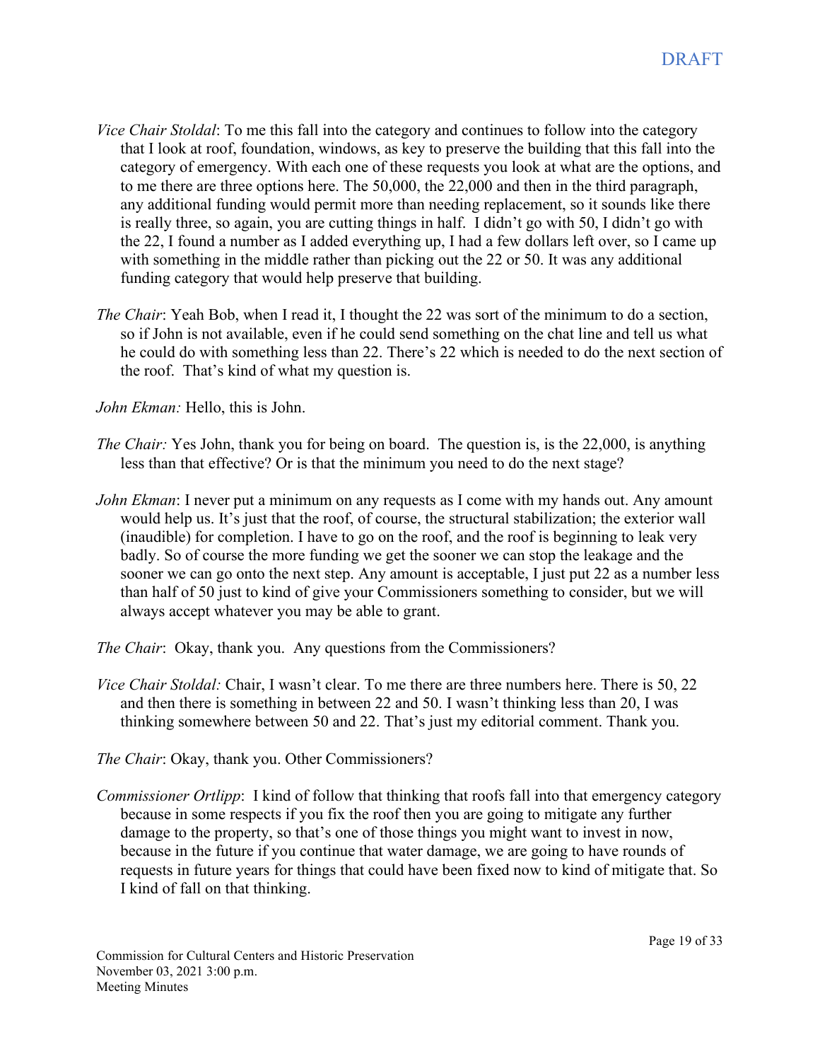*Vice Chair Stoldal*: To me this fall into the category and continues to follow into the category that I look at roof, foundation, windows, as key to preserve the building that this fall into the category of emergency. With each one of these requests you look at what are the options, and to me there are three options here. The 50,000, the 22,000 and then in the third paragraph, any additional funding would permit more than needing replacement, so it sounds like there is really three, so again, you are cutting things in half. I didn't go with 50, I didn't go with the 22, I found a number as I added everything up, I had a few dollars left over, so I came up with something in the middle rather than picking out the 22 or 50. It was any additional funding category that would help preserve that building.

*The Chair*: Yeah Bob, when I read it, I thought the 22 was sort of the minimum to do a section, so if John is not available, even if he could send something on the chat line and tell us what he could do with something less than 22. There's 22 which is needed to do the next section of the roof. That's kind of what my question is.

*John Ekman:* Hello, this is John.

*The Chair:* Yes John, thank you for being on board. The question is, is the 22,000, is anything less than that effective? Or is that the minimum you need to do the next stage?

*John Ekman*: I never put a minimum on any requests as I come with my hands out. Any amount would help us. It's just that the roof, of course, the structural stabilization; the exterior wall (inaudible) for completion. I have to go on the roof, and the roof is beginning to leak very badly. So of course the more funding we get the sooner we can stop the leakage and the sooner we can go onto the next step. Any amount is acceptable, I just put 22 as a number less than half of 50 just to kind of give your Commissioners something to consider, but we will always accept whatever you may be able to grant.

*The Chair*: Okay, thank you. Any questions from the Commissioners?

*Vice Chair Stoldal:* Chair, I wasn't clear. To me there are three numbers here. There is 50, 22 and then there is something in between 22 and 50. I wasn't thinking less than 20, I was thinking somewhere between 50 and 22. That's just my editorial comment. Thank you.

*The Chair*: Okay, thank you. Other Commissioners?

*Commissioner Ortlipp*: I kind of follow that thinking that roofs fall into that emergency category because in some respects if you fix the roof then you are going to mitigate any further damage to the property, so that's one of those things you might want to invest in now, because in the future if you continue that water damage, we are going to have rounds of requests in future years for things that could have been fixed now to kind of mitigate that. So I kind of fall on that thinking.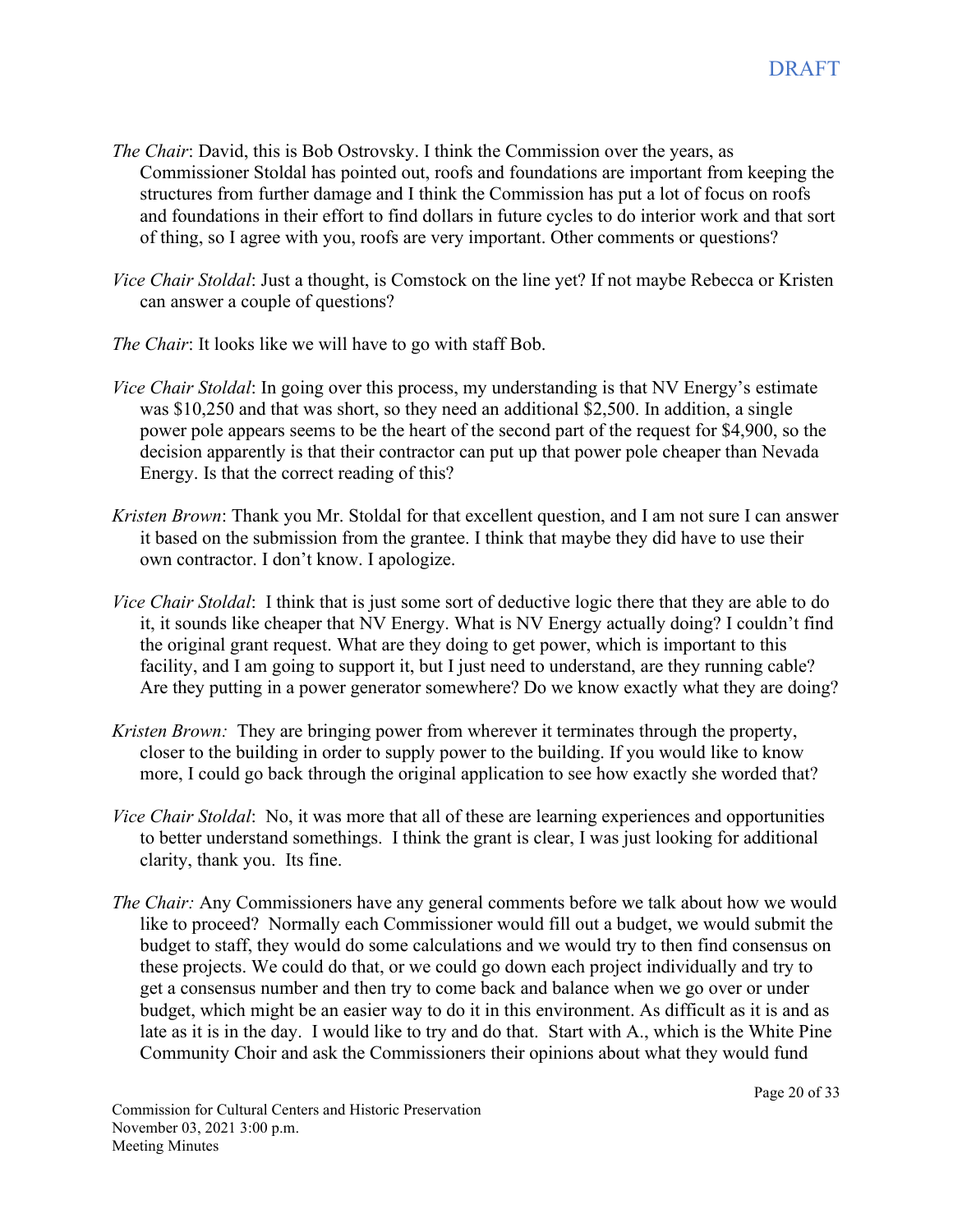*The Chair*: David, this is Bob Ostrovsky. I think the Commission over the years, as Commissioner Stoldal has pointed out, roofs and foundations are important from keeping the structures from further damage and I think the Commission has put a lot of focus on roofs and foundations in their effort to find dollars in future cycles to do interior work and that sort of thing, so I agree with you, roofs are very important. Other comments or questions?

*Vice Chair Stoldal*: Just a thought, is Comstock on the line yet? If not maybe Rebecca or Kristen can answer a couple of questions?

*The Chair*: It looks like we will have to go with staff Bob.

*Vice Chair Stoldal*: In going over this process, my understanding is that NV Energy's estimate was $10,250 and that was short, so they need an additional $2,500. In addition, a single power pole appears seems to be the heart of the second part of the request for $4,900, so the decision apparently is that their contractor can put up that power pole cheaper than Nevada Energy. Is that the correct reading of this?

*Kristen Brown*: Thank you Mr. Stoldal for that excellent question, and I am not sure I can answer it based on the submission from the grantee. I think that maybe they did have to use their own contractor. I don't know. I apologize.

*Vice Chair Stoldal*: I think that is just some sort of deductive logic there that they are able to do it, it sounds like cheaper that NV Energy. What is NV Energy actually doing? I couldn't find the original grant request. What are they doing to get power, which is important to this facility, and I am going to support it, but I just need to understand, are they running cable? Are they putting in a power generator somewhere? Do we know exactly what they are doing?

*Kristen Brown:* They are bringing power from wherever it terminates through the property, closer to the building in order to supply power to the building. If you would like to know more, I could go back through the original application to see how exactly she worded that?

*Vice Chair Stoldal*: No, it was more that all of these are learning experiences and opportunities to better understand somethings. I think the grant is clear, I was just looking for additional clarity, thank you. Its fine.

*The Chair:* Any Commissioners have any general comments before we talk about how we would like to proceed? Normally each Commissioner would fill out a budget, we would submit the budget to staff, they would do some calculations and we would try to then find consensus on these projects. We could do that, or we could go down each project individually and try to get a consensus number and then try to come back and balance when we go over or under budget, which might be an easier way to do it in this environment. As difficult as it is and as late as it is in the day. I would like to try and do that. Start with A., which is the White Pine Community Choir and ask the Commissioners their opinions about what they would fund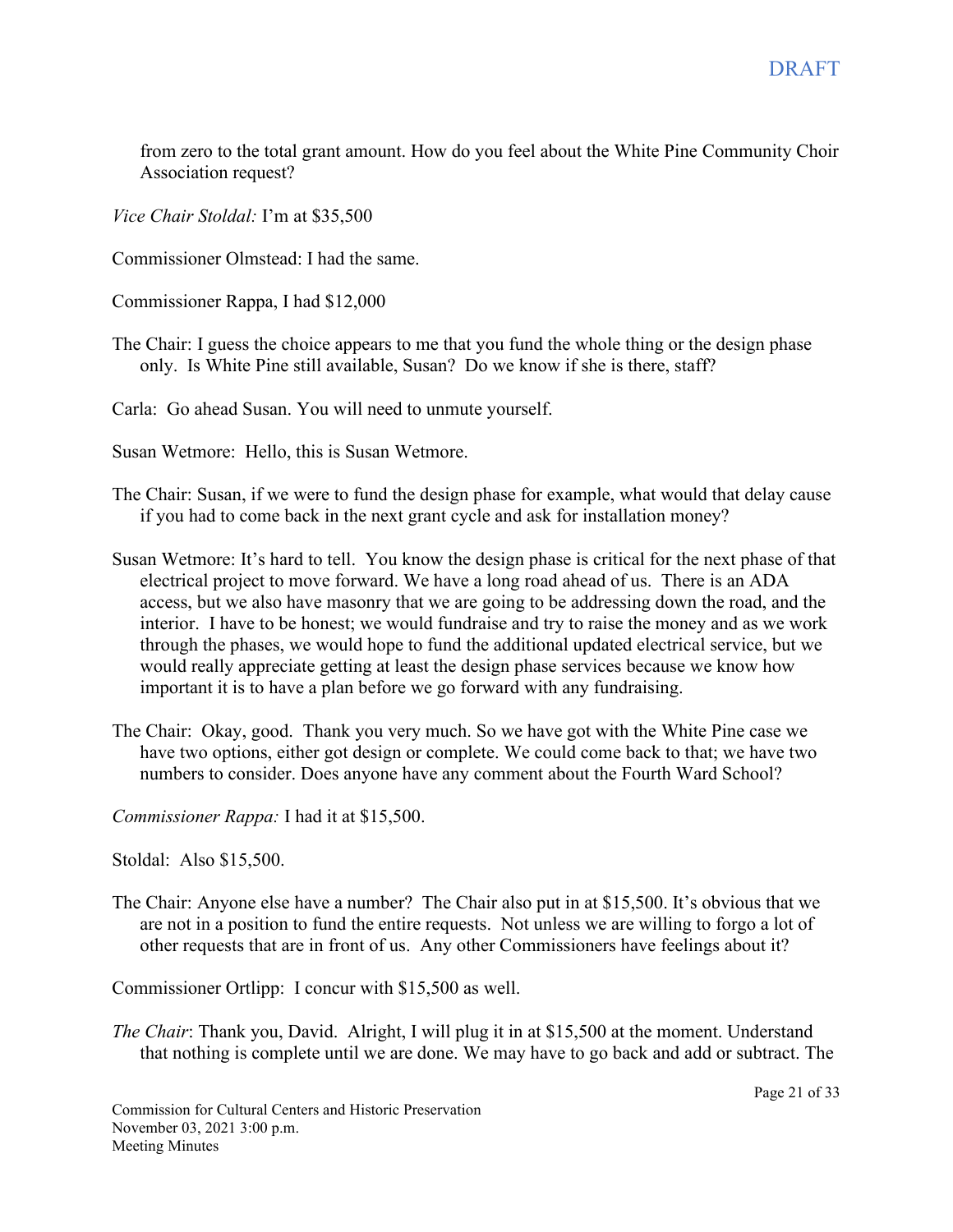from zero to the total grant amount. How do you feel about the White Pine Community Choir Association request?

*Vice Chair Stoldal:* I'm at $35,500

Commissioner Olmstead: I had the same.

Commissioner Rappa, I had $12,000

The Chair: I guess the choice appears to me that you fund the whole thing or the design phase only. Is White Pine still available, Susan? Do we know if she is there, staff?

Carla: Go ahead Susan. You will need to unmute yourself.

Susan Wetmore: Hello, this is Susan Wetmore.

The Chair: Susan, if we were to fund the design phase for example, what would that delay cause if you had to come back in the next grant cycle and ask for installation money?

Susan Wetmore: It's hard to tell. You know the design phase is critical for the next phase of that electrical project to move forward. We have a long road ahead of us. There is an ADA access, but we also have masonry that we are going to be addressing down the road, and the interior. I have to be honest; we would fundraise and try to raise the money and as we work through the phases, we would hope to fund the additional updated electrical service, but we would really appreciate getting at least the design phase services because we know how important it is to have a plan before we go forward with any fundraising.

The Chair: Okay, good. Thank you very much. So we have got with the White Pine case we have two options, either got design or complete. We could come back to that; we have two numbers to consider. Does anyone have any comment about the Fourth Ward School?

*Commissioner Rappa:* I had it at $15,500.

Stoldal: Also $15,500.

The Chair: Anyone else have a number? The Chair also put in at $15,500. It's obvious that we are not in a position to fund the entire requests. Not unless we are willing to forgo a lot of other requests that are in front of us. Any other Commissioners have feelings about it?

Commissioner Ortlipp: I concur with $15,500 as well.

*The Chair*: Thank you, David. Alright, I will plug it in at $15,500 at the moment. Understand that nothing is complete until we are done. We may have to go back and add or subtract. The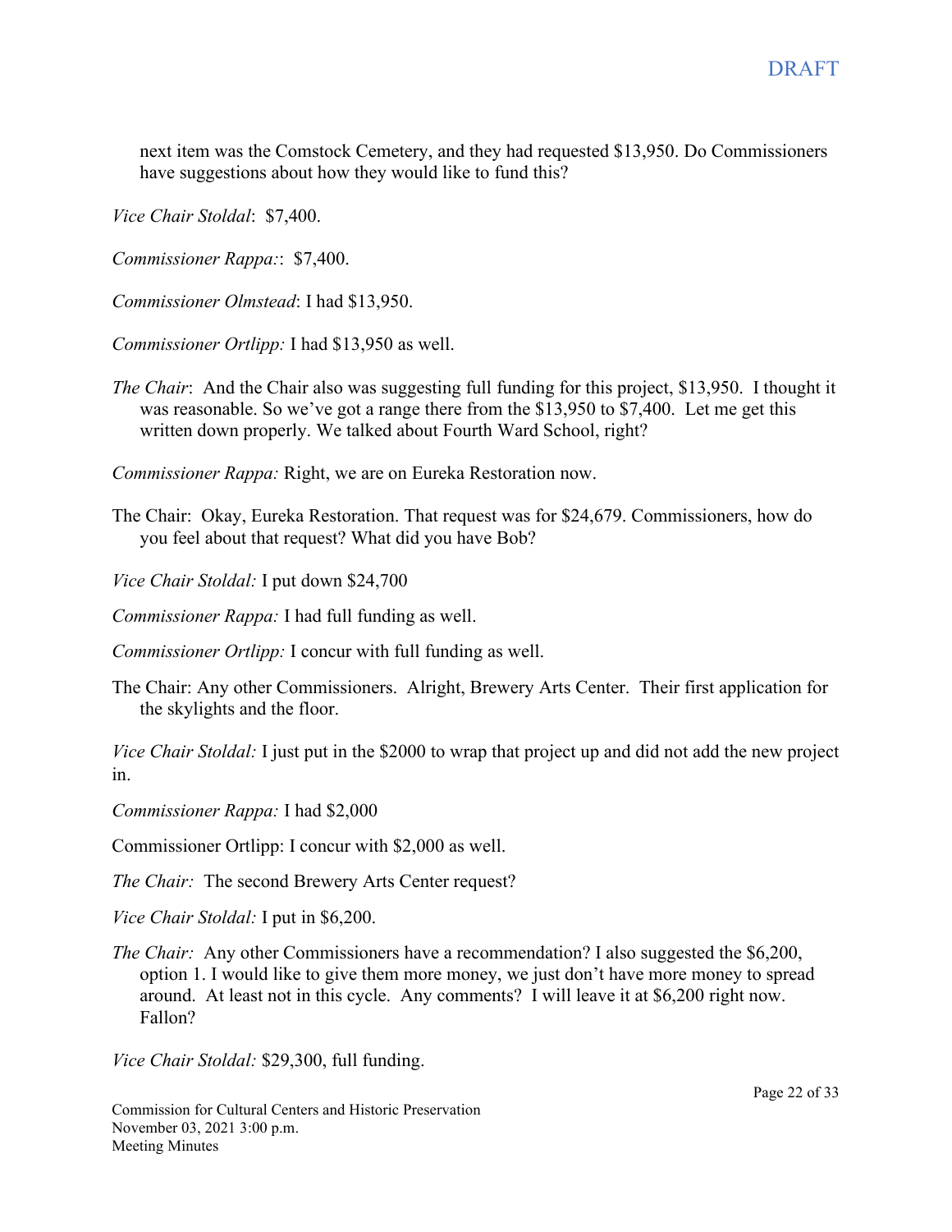next item was the Comstock Cemetery, and they had requested $13,950. Do Commissioners have suggestions about how they would like to fund this?

*Vice Chair Stoldal*: $7,400.

*Commissioner Rappa:*: $7,400.

*Commissioner Olmstead*: I had $13,950.

*Commissioner Ortlipp:* I had $13,950 as well.

*The Chair*: And the Chair also was suggesting full funding for this project, $13,950. I thought it was reasonable. So we've got a range there from the $13,950 to $7,400. Let me get this written down properly. We talked about Fourth Ward School, right?

*Commissioner Rappa:* Right, we are on Eureka Restoration now.

The Chair: Okay, Eureka Restoration. That request was for $24,679. Commissioners, how do you feel about that request? What did you have Bob?

*Vice Chair Stoldal:* I put down $24,700

*Commissioner Rappa:* I had full funding as well.

*Commissioner Ortlipp:* I concur with full funding as well.

The Chair: Any other Commissioners. Alright, Brewery Arts Center. Their first application for the skylights and the floor.

*Vice Chair Stoldal:* I just put in the $2000 to wrap that project up and did not add the new project in.

*Commissioner Rappa:* I had $2,000

Commissioner Ortlipp: I concur with $2,000 as well.

*The Chair:* The second Brewery Arts Center request?

*Vice Chair Stoldal:* I put in $6,200.

*The Chair:* Any other Commissioners have a recommendation? I also suggested the $6,200, option 1. I would like to give them more money, we just don't have more money to spread around. At least not in this cycle. Any comments? I will leave it at $6,200 right now. Fallon?

*Vice Chair Stoldal:* $29,300, full funding.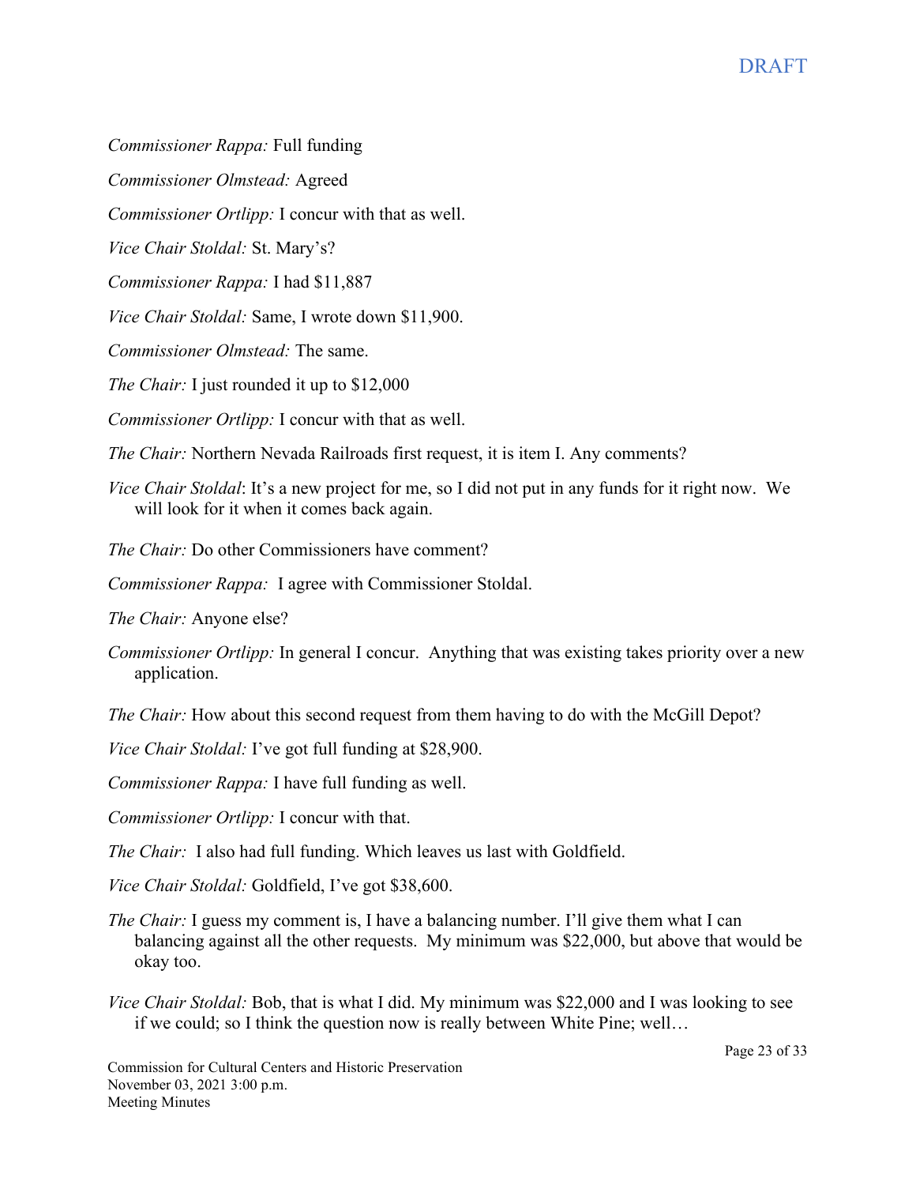*Commissioner Rappa:* Full funding

*Commissioner Olmstead:* Agreed

*Commissioner Ortlipp:* I concur with that as well.

*Vice Chair Stoldal:* St. Mary's?

*Commissioner Rappa:* I had $11,887

*Vice Chair Stoldal:* Same, I wrote down $11,900.

*Commissioner Olmstead:* The same.

*The Chair:* I just rounded it up to $12,000

*Commissioner Ortlipp:* I concur with that as well.

*The Chair:* Northern Nevada Railroads first request, it is item I. Any comments?

*Vice Chair Stoldal*: It's a new project for me, so I did not put in any funds for it right now. We will look for it when it comes back again.

*The Chair:* Do other Commissioners have comment?

*Commissioner Rappa:* I agree with Commissioner Stoldal.

*The Chair:* Anyone else?

*Commissioner Ortlipp:* In general I concur. Anything that was existing takes priority over a new application.

*The Chair:* How about this second request from them having to do with the McGill Depot?

*Vice Chair Stoldal:* I've got full funding at $28,900.

*Commissioner Rappa:* I have full funding as well.

*Commissioner Ortlipp:* I concur with that.

*The Chair:* I also had full funding. Which leaves us last with Goldfield.

*Vice Chair Stoldal:* Goldfield, I've got $38,600.

*The Chair:* I guess my comment is, I have a balancing number. I'll give them what I can balancing against all the other requests. My minimum was $22,000, but above that would be okay too.

*Vice Chair Stoldal:* Bob, that is what I did. My minimum was $22,000 and I was looking to see if we could; so I think the question now is really between White Pine; well…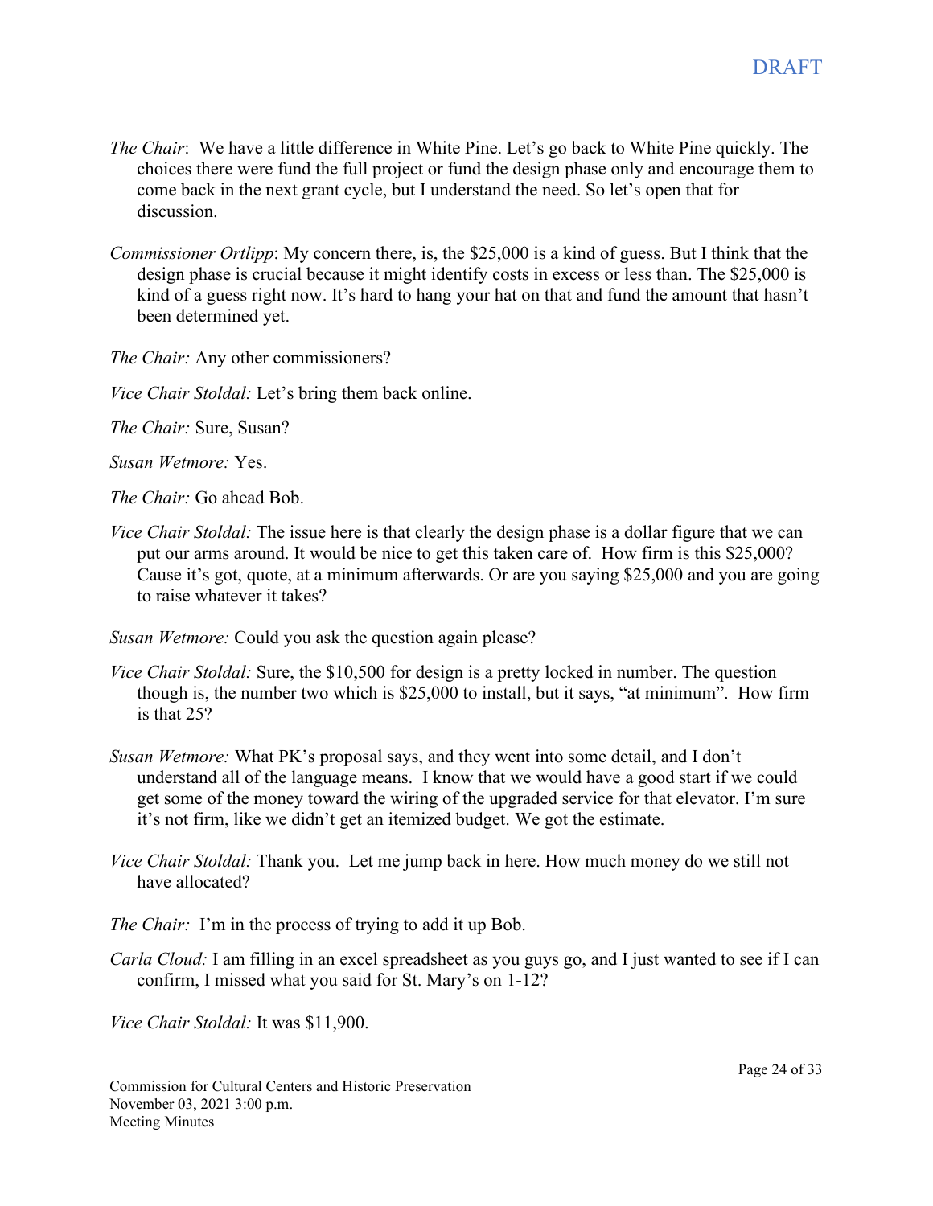*The Chair*: We have a little difference in White Pine. Let's go back to White Pine quickly. The choices there were fund the full project or fund the design phase only and encourage them to come back in the next grant cycle, but I understand the need. So let's open that for discussion.

*Commissioner Ortlipp*: My concern there, is, the $25,000 is a kind of guess. But I think that the design phase is crucial because it might identify costs in excess or less than. The $25,000 is kind of a guess right now. It's hard to hang your hat on that and fund the amount that hasn't been determined yet.

*The Chair:* Any other commissioners?

*Vice Chair Stoldal:* Let's bring them back online.

*The Chair:* Sure, Susan?

*Susan Wetmore:* Yes.

*The Chair:* Go ahead Bob.

*Vice Chair Stoldal:* The issue here is that clearly the design phase is a dollar figure that we can put our arms around. It would be nice to get this taken care of. How firm is this $25,000? Cause it's got, quote, at a minimum afterwards. Or are you saying $25,000 and you are going to raise whatever it takes?

*Susan Wetmore:* Could you ask the question again please?

*Vice Chair Stoldal:* Sure, the $10,500 for design is a pretty locked in number. The question though is, the number two which is $25,000 to install, but it says, "at minimum". How firm is that 25?

*Susan Wetmore:* What PK's proposal says, and they went into some detail, and I don't understand all of the language means. I know that we would have a good start if we could get some of the money toward the wiring of the upgraded service for that elevator. I'm sure it's not firm, like we didn't get an itemized budget. We got the estimate.

*Vice Chair Stoldal:* Thank you. Let me jump back in here. How much money do we still not have allocated?

*The Chair:* I'm in the process of trying to add it up Bob.

*Carla Cloud:* I am filling in an excel spreadsheet as you guys go, and I just wanted to see if I can confirm, I missed what you said for St. Mary's on 1-12?

*Vice Chair Stoldal:* It was $11,900.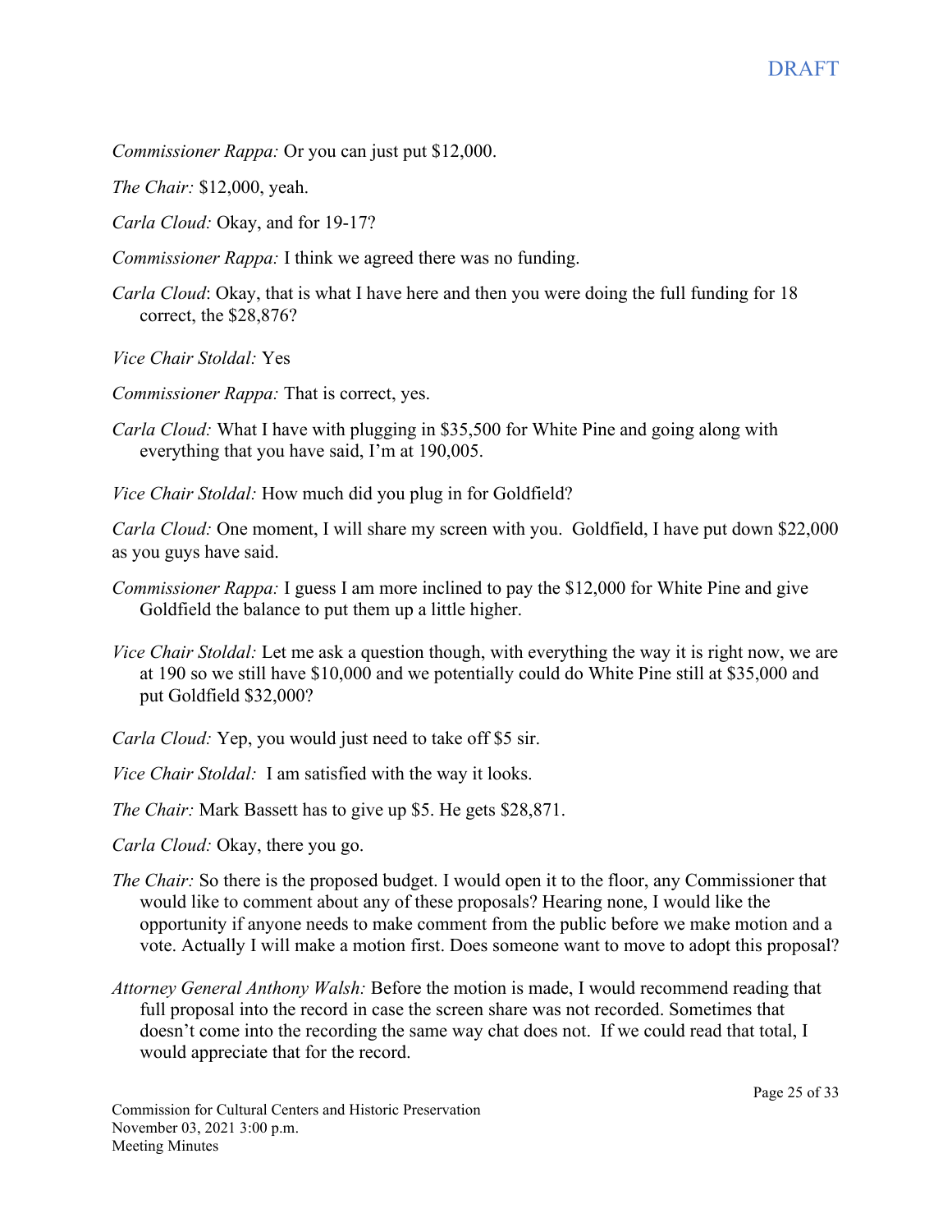*Commissioner Rappa:* Or you can just put $12,000.

*The Chair:* $12,000, yeah.

*Carla Cloud:* Okay, and for 19-17?

*Commissioner Rappa:* I think we agreed there was no funding.

*Carla Cloud*: Okay, that is what I have here and then you were doing the full funding for 18 correct, the $28,876?

*Vice Chair Stoldal:* Yes

*Commissioner Rappa:* That is correct, yes.

*Carla Cloud:* What I have with plugging in $35,500 for White Pine and going along with everything that you have said, I'm at 190,005.

*Vice Chair Stoldal:* How much did you plug in for Goldfield?

*Carla Cloud:* One moment, I will share my screen with you. Goldfield, I have put down $22,000 as you guys have said.

*Commissioner Rappa:* I guess I am more inclined to pay the $12,000 for White Pine and give Goldfield the balance to put them up a little higher.

*Vice Chair Stoldal:* Let me ask a question though, with everything the way it is right now, we are at 190 so we still have $10,000 and we potentially could do White Pine still at $35,000 and put Goldfield $32,000?

*Carla Cloud:* Yep, you would just need to take off $5 sir.

*Vice Chair Stoldal:* I am satisfied with the way it looks.

*The Chair:* Mark Bassett has to give up $5. He gets $28,871.

*Carla Cloud:* Okay, there you go.

*The Chair:* So there is the proposed budget. I would open it to the floor, any Commissioner that would like to comment about any of these proposals? Hearing none, I would like the opportunity if anyone needs to make comment from the public before we make motion and a vote. Actually I will make a motion first. Does someone want to move to adopt this proposal?

*Attorney General Anthony Walsh:* Before the motion is made, I would recommend reading that full proposal into the record in case the screen share was not recorded. Sometimes that doesn't come into the recording the same way chat does not. If we could read that total, I would appreciate that for the record.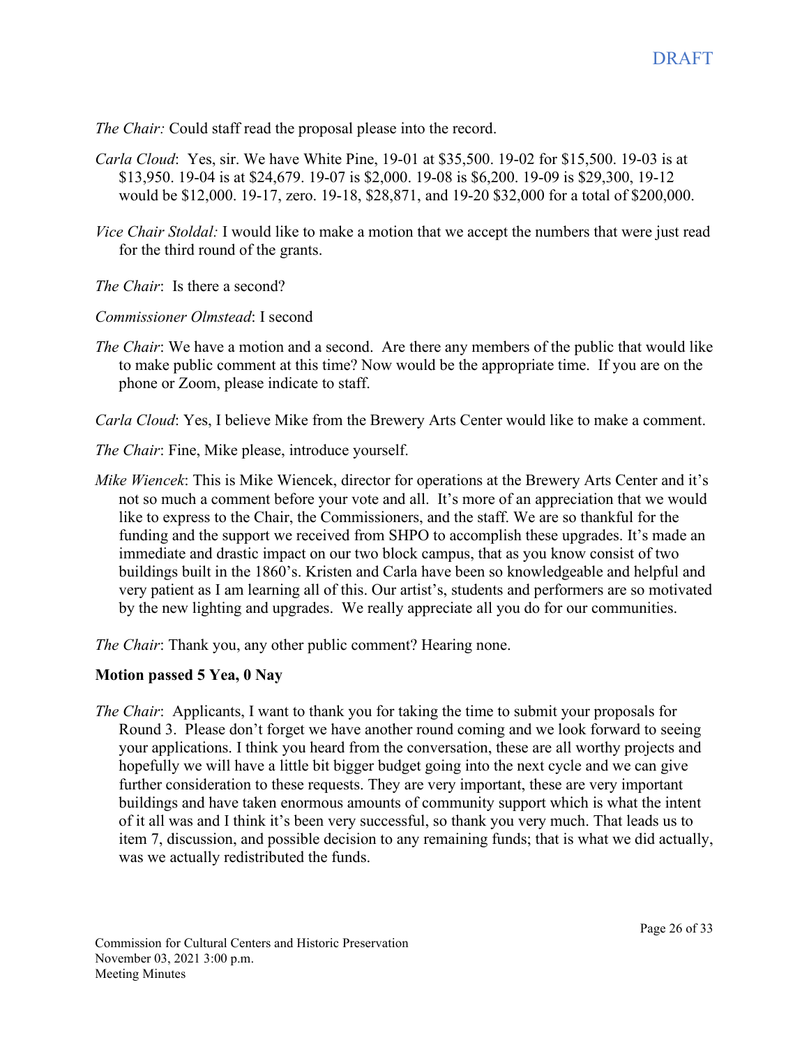DRAFT

*The Chair:* Could staff read the proposal please into the record.

*Carla Cloud*: Yes, sir. We have White Pine, 19-01 at $35,500. 19-02 for $15,500. 19-03 is at $13,950. 19-04 is at $24,679. 19-07 is $2,000. 19-08 is $6,200. 19-09 is $29,300, 19-12 would be $12,000. 19-17, zero. 19-18, $28,871, and 19-20 $32,000 for a total of $200,000.

*Vice Chair Stoldal:* I would like to make a motion that we accept the numbers that were just read for the third round of the grants.

*The Chair*: Is there a second?

*Commissioner Olmstead*: I second

*The Chair*: We have a motion and a second. Are there any members of the public that would like to make public comment at this time? Now would be the appropriate time. If you are on the phone or Zoom, please indicate to staff.

*Carla Cloud*: Yes, I believe Mike from the Brewery Arts Center would like to make a comment.

*The Chair*: Fine, Mike please, introduce yourself.

*Mike Wiencek*: This is Mike Wiencek, director for operations at the Brewery Arts Center and it's not so much a comment before your vote and all. It's more of an appreciation that we would like to express to the Chair, the Commissioners, and the staff. We are so thankful for the funding and the support we received from SHPO to accomplish these upgrades. It's made an immediate and drastic impact on our two block campus, that as you know consist of two buildings built in the 1860's. Kristen and Carla have been so knowledgeable and helpful and very patient as I am learning all of this. Our artist's, students and performers are so motivated by the new lighting and upgrades. We really appreciate all you do for our communities.

*The Chair*: Thank you, any other public comment? Hearing none.

**Motion passed 5 Yea, 0 Nay**

*The Chair*: Applicants, I want to thank you for taking the time to submit your proposals for Round 3. Please don't forget we have another round coming and we look forward to seeing your applications. I think you heard from the conversation, these are all worthy projects and hopefully we will have a little bit bigger budget going into the next cycle and we can give further consideration to these requests. They are very important, these are very important buildings and have taken enormous amounts of community support which is what the intent of it all was and I think it's been very successful, so thank you very much. That leads us to item 7, discussion, and possible decision to any remaining funds; that is what we did actually, was we actually redistributed the funds.

Commission for Cultural Centers and Historic Preservation
November 03, 2021 3:00 p.m.
Meeting Minutes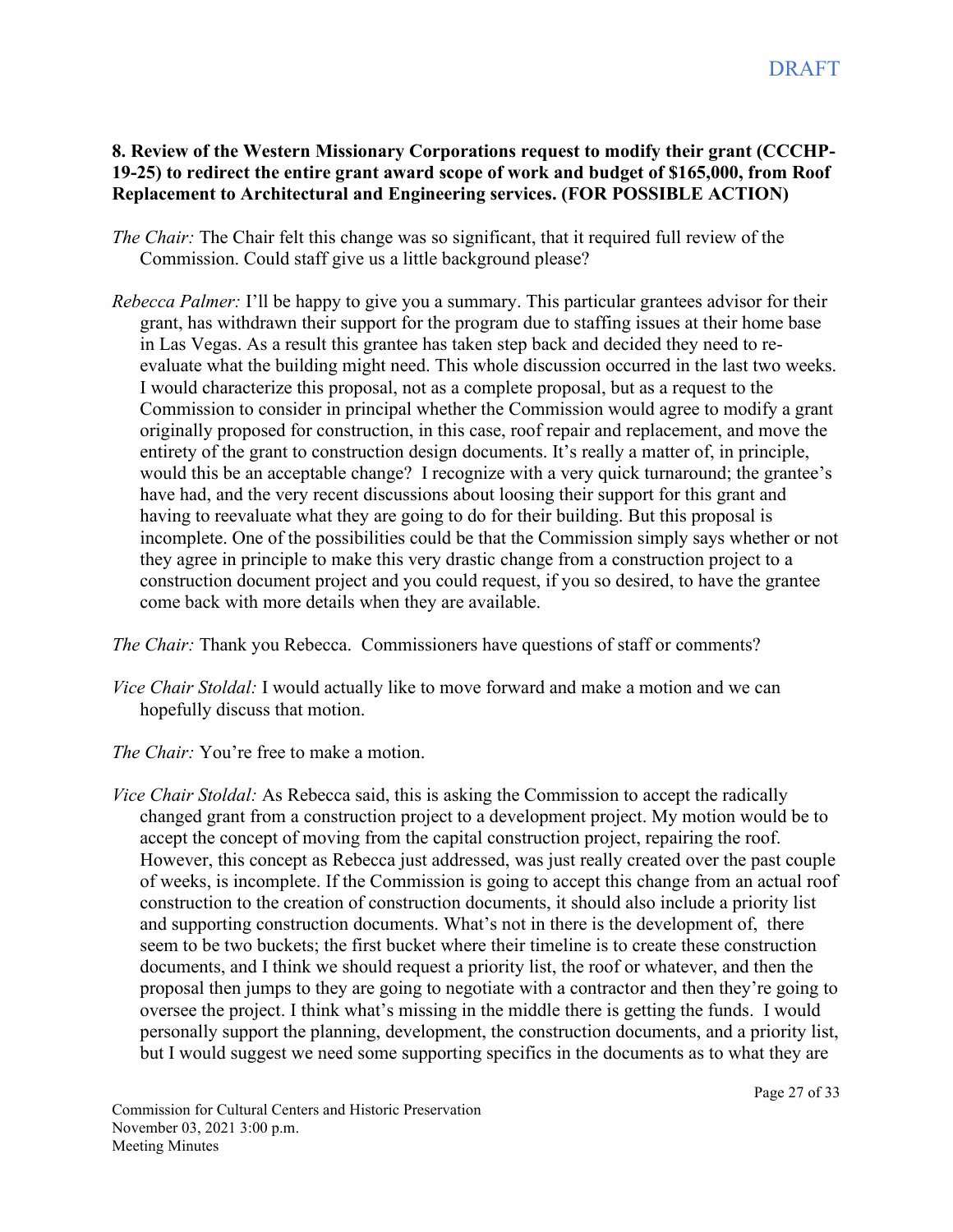**8. Review of the Western Missionary Corporations request to modify their grant (CCCHP-19-25) to redirect the entire grant award scope of work and budget of $165,000, from Roof Replacement to Architectural and Engineering services. (FOR POSSIBLE ACTION)**

*The Chair:* The Chair felt this change was so significant, that it required full review of the Commission. Could staff give us a little background please?

*Rebecca Palmer:* I'll be happy to give you a summary. This particular grantees advisor for their grant, has withdrawn their support for the program due to staffing issues at their home base in Las Vegas. As a result this grantee has taken step back and decided they need to re-evaluate what the building might need. This whole discussion occurred in the last two weeks. I would characterize this proposal, not as a complete proposal, but as a request to the Commission to consider in principal whether the Commission would agree to modify a grant originally proposed for construction, in this case, roof repair and replacement, and move the entirety of the grant to construction design documents. It's really a matter of, in principle, would this be an acceptable change? I recognize with a very quick turnaround; the grantee's have had, and the very recent discussions about loosing their support for this grant and having to reevaluate what they are going to do for their building. But this proposal is incomplete. One of the possibilities could be that the Commission simply says whether or not they agree in principle to make this very drastic change from a construction project to a construction document project and you could request, if you so desired, to have the grantee come back with more details when they are available.

*The Chair:* Thank you Rebecca. Commissioners have questions of staff or comments?

*Vice Chair Stoldal:* I would actually like to move forward and make a motion and we can hopefully discuss that motion.

*The Chair:* You're free to make a motion.

*Vice Chair Stoldal:* As Rebecca said, this is asking the Commission to accept the radically changed grant from a construction project to a development project. My motion would be to accept the concept of moving from the capital construction project, repairing the roof. However, this concept as Rebecca just addressed, was just really created over the past couple of weeks, is incomplete. If the Commission is going to accept this change from an actual roof construction to the creation of construction documents, it should also include a priority list and supporting construction documents. What's not in there is the development of, there seem to be two buckets; the first bucket where their timeline is to create these construction documents, and I think we should request a priority list, the roof or whatever, and then the proposal then jumps to they are going to negotiate with a contractor and then they're going to oversee the project. I think what's missing in the middle there is getting the funds. I would personally support the planning, development, the construction documents, and a priority list, but I would suggest we need some supporting specifics in the documents as to what they are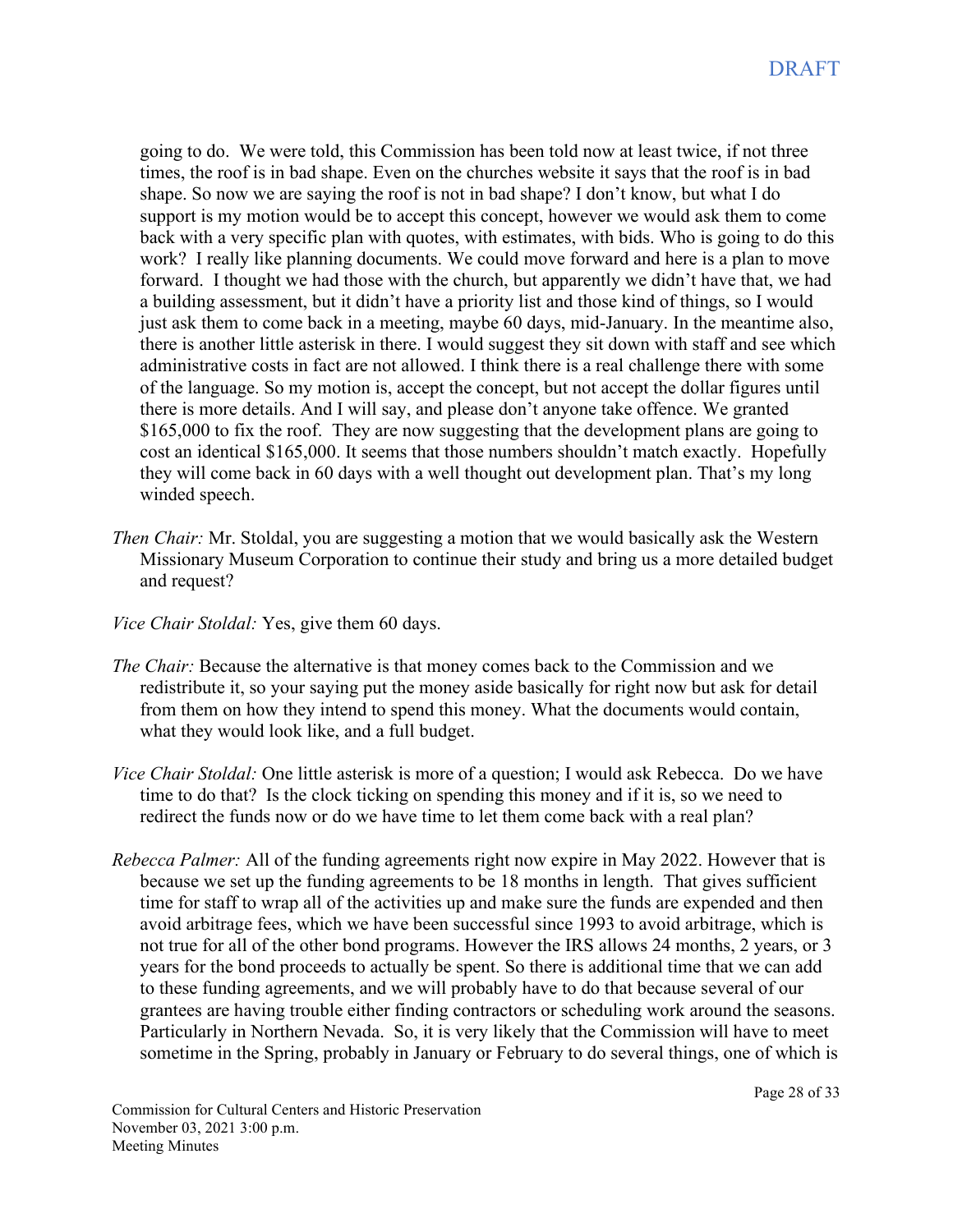going to do. We were told, this Commission has been told now at least twice, if not three times, the roof is in bad shape. Even on the churches website it says that the roof is in bad shape. So now we are saying the roof is not in bad shape? I don't know, but what I do support is my motion would be to accept this concept, however we would ask them to come back with a very specific plan with quotes, with estimates, with bids. Who is going to do this work? I really like planning documents. We could move forward and here is a plan to move forward. I thought we had those with the church, but apparently we didn't have that, we had a building assessment, but it didn't have a priority list and those kind of things, so I would just ask them to come back in a meeting, maybe 60 days, mid-January. In the meantime also, there is another little asterisk in there. I would suggest they sit down with staff and see which administrative costs in fact are not allowed. I think there is a real challenge there with some of the language. So my motion is, accept the concept, but not accept the dollar figures until there is more details. And I will say, and please don't anyone take offence. We granted $165,000 to fix the roof. They are now suggesting that the development plans are going to cost an identical $165,000. It seems that those numbers shouldn't match exactly. Hopefully they will come back in 60 days with a well thought out development plan. That's my long winded speech.

*Then Chair:* Mr. Stoldal, you are suggesting a motion that we would basically ask the Western Missionary Museum Corporation to continue their study and bring us a more detailed budget and request?

*Vice Chair Stoldal:* Yes, give them 60 days.

*The Chair:* Because the alternative is that money comes back to the Commission and we redistribute it, so your saying put the money aside basically for right now but ask for detail from them on how they intend to spend this money. What the documents would contain, what they would look like, and a full budget.

*Vice Chair Stoldal:* One little asterisk is more of a question; I would ask Rebecca. Do we have time to do that? Is the clock ticking on spending this money and if it is, so we need to redirect the funds now or do we have time to let them come back with a real plan?

*Rebecca Palmer:* All of the funding agreements right now expire in May 2022. However that is because we set up the funding agreements to be 18 months in length. That gives sufficient time for staff to wrap all of the activities up and make sure the funds are expended and then avoid arbitrage fees, which we have been successful since 1993 to avoid arbitrage, which is not true for all of the other bond programs. However the IRS allows 24 months, 2 years, or 3 years for the bond proceeds to actually be spent. So there is additional time that we can add to these funding agreements, and we will probably have to do that because several of our grantees are having trouble either finding contractors or scheduling work around the seasons. Particularly in Northern Nevada. So, it is very likely that the Commission will have to meet sometime in the Spring, probably in January or February to do several things, one of which is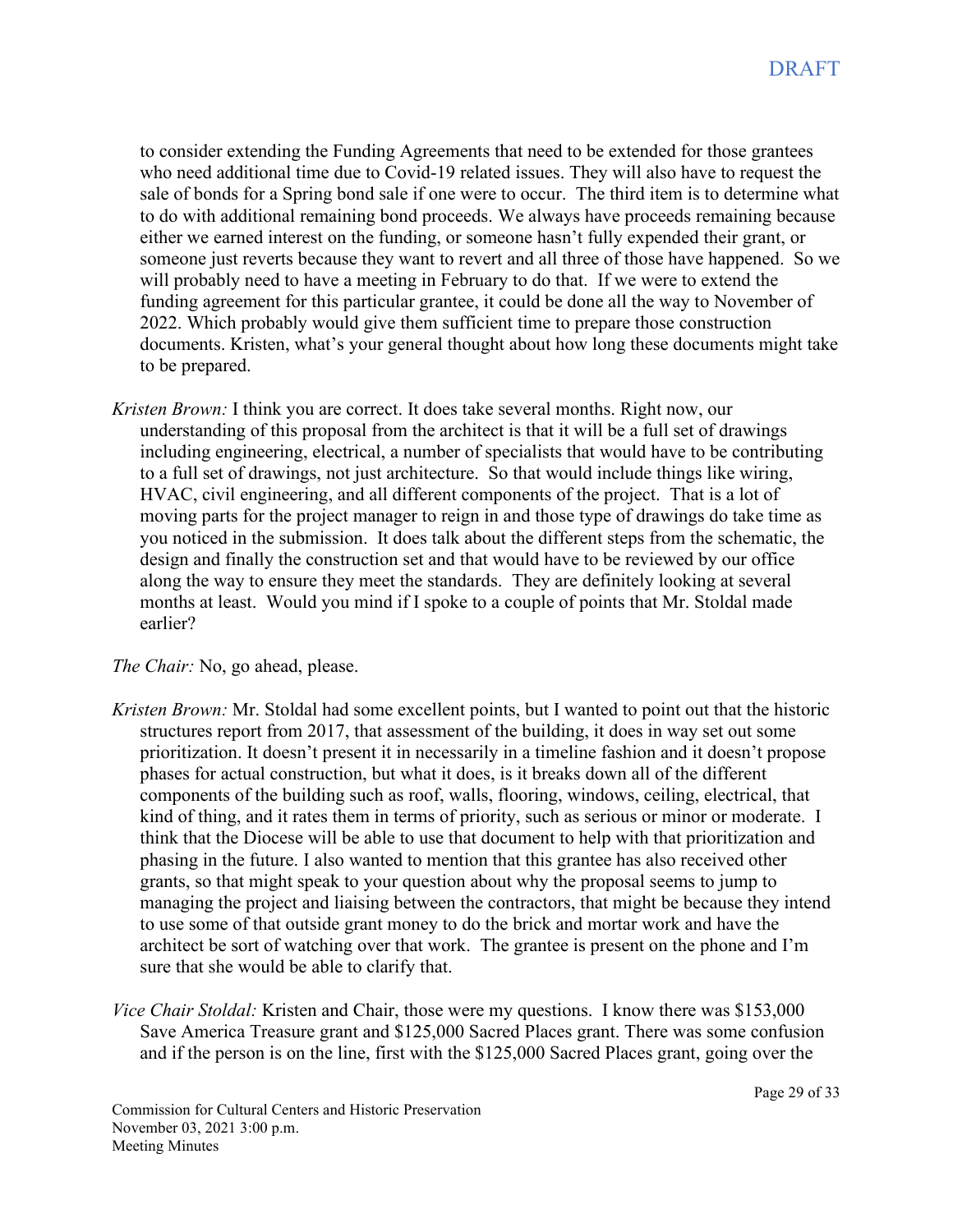to consider extending the Funding Agreements that need to be extended for those grantees who need additional time due to Covid-19 related issues. They will also have to request the sale of bonds for a Spring bond sale if one were to occur. The third item is to determine what to do with additional remaining bond proceeds. We always have proceeds remaining because either we earned interest on the funding, or someone hasn't fully expended their grant, or someone just reverts because they want to revert and all three of those have happened. So we will probably need to have a meeting in February to do that. If we were to extend the funding agreement for this particular grantee, it could be done all the way to November of 2022. Which probably would give them sufficient time to prepare those construction documents. Kristen, what's your general thought about how long these documents might take to be prepared.

*Kristen Brown:* I think you are correct. It does take several months. Right now, our understanding of this proposal from the architect is that it will be a full set of drawings including engineering, electrical, a number of specialists that would have to be contributing to a full set of drawings, not just architecture. So that would include things like wiring, HVAC, civil engineering, and all different components of the project. That is a lot of moving parts for the project manager to reign in and those type of drawings do take time as you noticed in the submission. It does talk about the different steps from the schematic, the design and finally the construction set and that would have to be reviewed by our office along the way to ensure they meet the standards. They are definitely looking at several months at least. Would you mind if I spoke to a couple of points that Mr. Stoldal made earlier?

*The Chair:* No, go ahead, please.

*Kristen Brown:* Mr. Stoldal had some excellent points, but I wanted to point out that the historic structures report from 2017, that assessment of the building, it does in way set out some prioritization. It doesn't present it in necessarily in a timeline fashion and it doesn't propose phases for actual construction, but what it does, is it breaks down all of the different components of the building such as roof, walls, flooring, windows, ceiling, electrical, that kind of thing, and it rates them in terms of priority, such as serious or minor or moderate. I think that the Diocese will be able to use that document to help with that prioritization and phasing in the future. I also wanted to mention that this grantee has also received other grants, so that might speak to your question about why the proposal seems to jump to managing the project and liaising between the contractors, that might be because they intend to use some of that outside grant money to do the brick and mortar work and have the architect be sort of watching over that work. The grantee is present on the phone and I'm sure that she would be able to clarify that.

*Vice Chair Stoldal:* Kristen and Chair, those were my questions. I know there was $153,000 Save America Treasure grant and $125,000 Sacred Places grant. There was some confusion and if the person is on the line, first with the $125,000 Sacred Places grant, going over the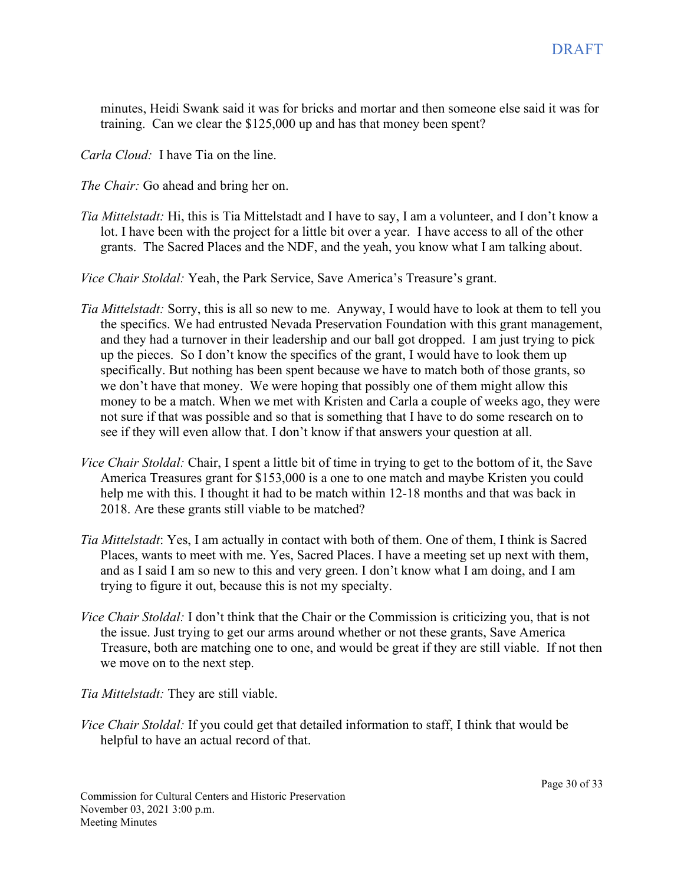minutes, Heidi Swank said it was for bricks and mortar and then someone else said it was for training. Can we clear the $125,000 up and has that money been spent?

*Carla Cloud:* I have Tia on the line.

*The Chair:* Go ahead and bring her on.

*Tia Mittelstadt:* Hi, this is Tia Mittelstadt and I have to say, I am a volunteer, and I don't know a lot. I have been with the project for a little bit over a year. I have access to all of the other grants. The Sacred Places and the NDF, and the yeah, you know what I am talking about.

*Vice Chair Stoldal:* Yeah, the Park Service, Save America's Treasure's grant.

*Tia Mittelstadt:* Sorry, this is all so new to me. Anyway, I would have to look at them to tell you the specifics. We had entrusted Nevada Preservation Foundation with this grant management, and they had a turnover in their leadership and our ball got dropped. I am just trying to pick up the pieces. So I don't know the specifics of the grant, I would have to look them up specifically. But nothing has been spent because we have to match both of those grants, so we don't have that money. We were hoping that possibly one of them might allow this money to be a match. When we met with Kristen and Carla a couple of weeks ago, they were not sure if that was possible and so that is something that I have to do some research on to see if they will even allow that. I don't know if that answers your question at all.

*Vice Chair Stoldal:* Chair, I spent a little bit of time in trying to get to the bottom of it, the Save America Treasures grant for $153,000 is a one to one match and maybe Kristen you could help me with this. I thought it had to be match within 12-18 months and that was back in 2018. Are these grants still viable to be matched?

*Tia Mittelstadt*: Yes, I am actually in contact with both of them. One of them, I think is Sacred Places, wants to meet with me. Yes, Sacred Places. I have a meeting set up next with them, and as I said I am so new to this and very green. I don't know what I am doing, and I am trying to figure it out, because this is not my specialty.

*Vice Chair Stoldal:* I don't think that the Chair or the Commission is criticizing you, that is not the issue. Just trying to get our arms around whether or not these grants, Save America Treasure, both are matching one to one, and would be great if they are still viable. If not then we move on to the next step.

*Tia Mittelstadt:* They are still viable.

*Vice Chair Stoldal:* If you could get that detailed information to staff, I think that would be helpful to have an actual record of that.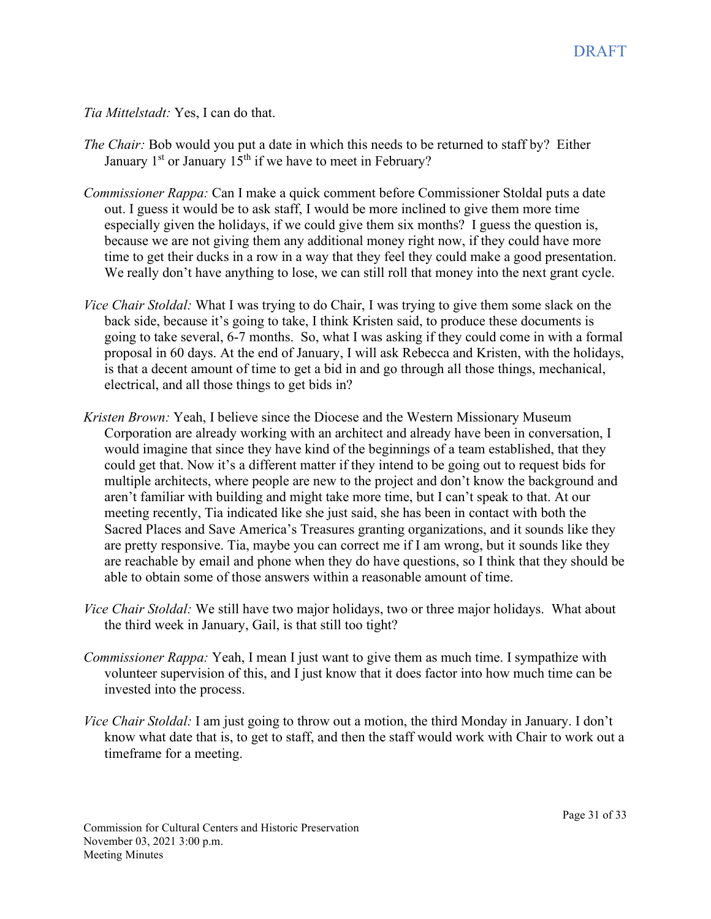*Tia Mittelstadt:* Yes, I can do that.

*The Chair:* Bob would you put a date in which this needs to be returned to staff by? Either January 1st or January 15th if we have to meet in February?

*Commissioner Rappa:* Can I make a quick comment before Commissioner Stoldal puts a date out. I guess it would be to ask staff, I would be more inclined to give them more time especially given the holidays, if we could give them six months? I guess the question is, because we are not giving them any additional money right now, if they could have more time to get their ducks in a row in a way that they feel they could make a good presentation. We really don't have anything to lose, we can still roll that money into the next grant cycle.

*Vice Chair Stoldal:* What I was trying to do Chair, I was trying to give them some slack on the back side, because it's going to take, I think Kristen said, to produce these documents is going to take several, 6-7 months. So, what I was asking if they could come in with a formal proposal in 60 days. At the end of January, I will ask Rebecca and Kristen, with the holidays, is that a decent amount of time to get a bid in and go through all those things, mechanical, electrical, and all those things to get bids in?

*Kristen Brown:* Yeah, I believe since the Diocese and the Western Missionary Museum Corporation are already working with an architect and already have been in conversation, I would imagine that since they have kind of the beginnings of a team established, that they could get that. Now it's a different matter if they intend to be going out to request bids for multiple architects, where people are new to the project and don't know the background and aren't familiar with building and might take more time, but I can't speak to that. At our meeting recently, Tia indicated like she just said, she has been in contact with both the Sacred Places and Save America's Treasures granting organizations, and it sounds like they are pretty responsive. Tia, maybe you can correct me if I am wrong, but it sounds like they are reachable by email and phone when they do have questions, so I think that they should be able to obtain some of those answers within a reasonable amount of time.

*Vice Chair Stoldal:* We still have two major holidays, two or three major holidays. What about the third week in January, Gail, is that still too tight?

*Commissioner Rappa:* Yeah, I mean I just want to give them as much time. I sympathize with volunteer supervision of this, and I just know that it does factor into how much time can be invested into the process.

*Vice Chair Stoldal:* I am just going to throw out a motion, the third Monday in January. I don't know what date that is, to get to staff, and then the staff would work with Chair to work out a timeframe for a meeting.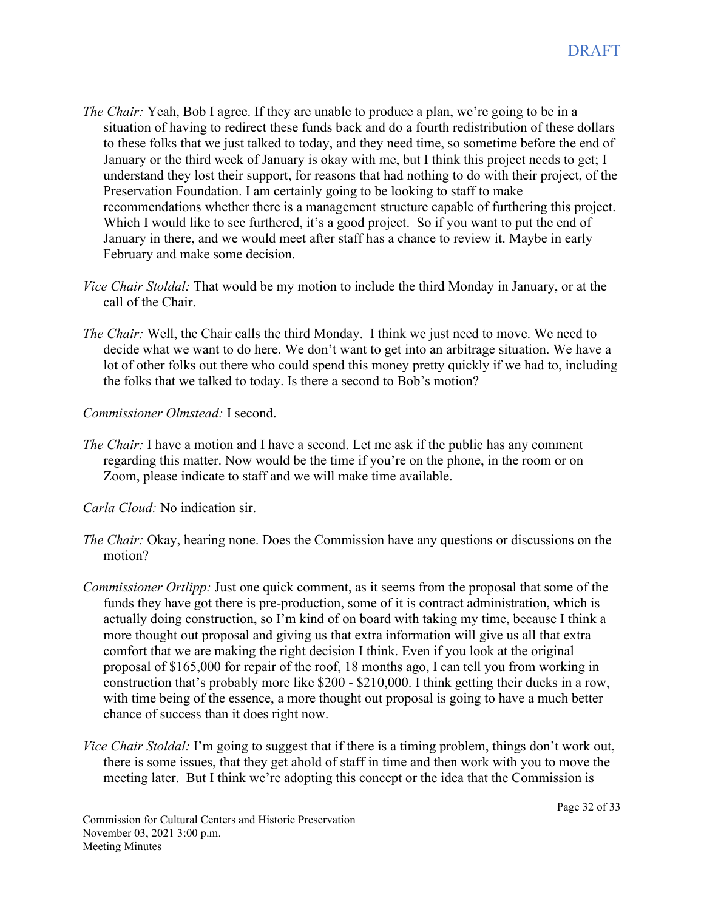*The Chair:* Yeah, Bob I agree. If they are unable to produce a plan, we're going to be in a situation of having to redirect these funds back and do a fourth redistribution of these dollars to these folks that we just talked to today, and they need time, so sometime before the end of January or the third week of January is okay with me, but I think this project needs to get; I understand they lost their support, for reasons that had nothing to do with their project, of the Preservation Foundation. I am certainly going to be looking to staff to make recommendations whether there is a management structure capable of furthering this project. Which I would like to see furthered, it's a good project. So if you want to put the end of January in there, and we would meet after staff has a chance to review it. Maybe in early February and make some decision.

*Vice Chair Stoldal:* That would be my motion to include the third Monday in January, or at the call of the Chair.

*The Chair:* Well, the Chair calls the third Monday. I think we just need to move. We need to decide what we want to do here. We don't want to get into an arbitrage situation. We have a lot of other folks out there who could spend this money pretty quickly if we had to, including the folks that we talked to today. Is there a second to Bob's motion?

*Commissioner Olmstead:* I second.

*The Chair:* I have a motion and I have a second. Let me ask if the public has any comment regarding this matter. Now would be the time if you're on the phone, in the room or on Zoom, please indicate to staff and we will make time available.

*Carla Cloud:* No indication sir.

*The Chair:* Okay, hearing none. Does the Commission have any questions or discussions on the motion?

*Commissioner Ortlipp:* Just one quick comment, as it seems from the proposal that some of the funds they have got there is pre-production, some of it is contract administration, which is actually doing construction, so I'm kind of on board with taking my time, because I think a more thought out proposal and giving us that extra information will give us all that extra comfort that we are making the right decision I think. Even if you look at the original proposal of $165,000 for repair of the roof, 18 months ago, I can tell you from working in construction that's probably more like $200 - $210,000. I think getting their ducks in a row, with time being of the essence, a more thought out proposal is going to have a much better chance of success than it does right now.

*Vice Chair Stoldal:* I'm going to suggest that if there is a timing problem, things don't work out, there is some issues, that they get ahold of staff in time and then work with you to move the meeting later. But I think we're adopting this concept or the idea that the Commission is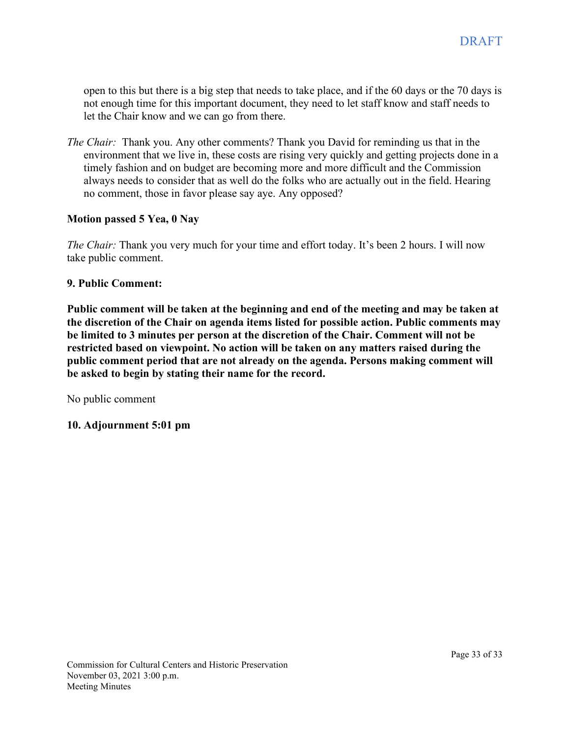open to this but there is a big step that needs to take place, and if the 60 days or the 70 days is not enough time for this important document, they need to let staff know and staff needs to let the Chair know and we can go from there.

*The Chair:* Thank you. Any other comments? Thank you David for reminding us that in the environment that we live in, these costs are rising very quickly and getting projects done in a timely fashion and on budget are becoming more and more difficult and the Commission always needs to consider that as well do the folks who are actually out in the field. Hearing no comment, those in favor please say aye. Any opposed?

**Motion passed 5 Yea, 0 Nay**

*The Chair:* Thank you very much for your time and effort today. It's been 2 hours. I will now take public comment.

**9. Public Comment:**

**Public comment will be taken at the beginning and end of the meeting and may be taken at the discretion of the Chair on agenda items listed for possible action. Public comments may be limited to 3 minutes per person at the discretion of the Chair. Comment will not be restricted based on viewpoint. No action will be taken on any matters raised during the public comment period that are not already on the agenda. Persons making comment will be asked to begin by stating their name for the record.**

No public comment

**10. Adjournment 5:01 pm**